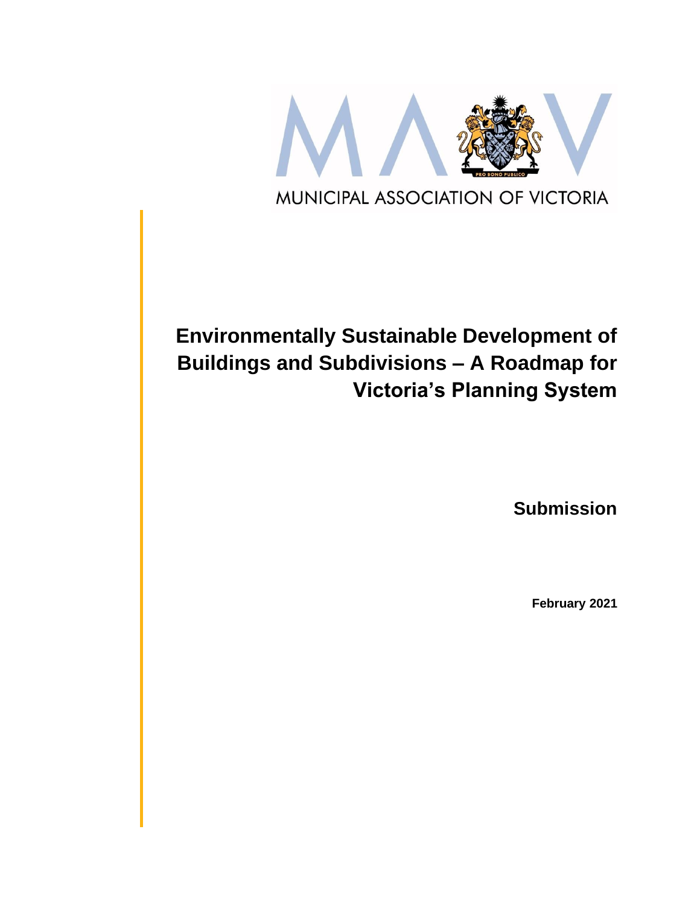MUNICIPAL ASSOCIATION OF VICTORIA

# Environmentally Sustainable Development of Buildings and Subdivisions – A Roadmap for Victoria's Planning System

**Submission**

**February 2021**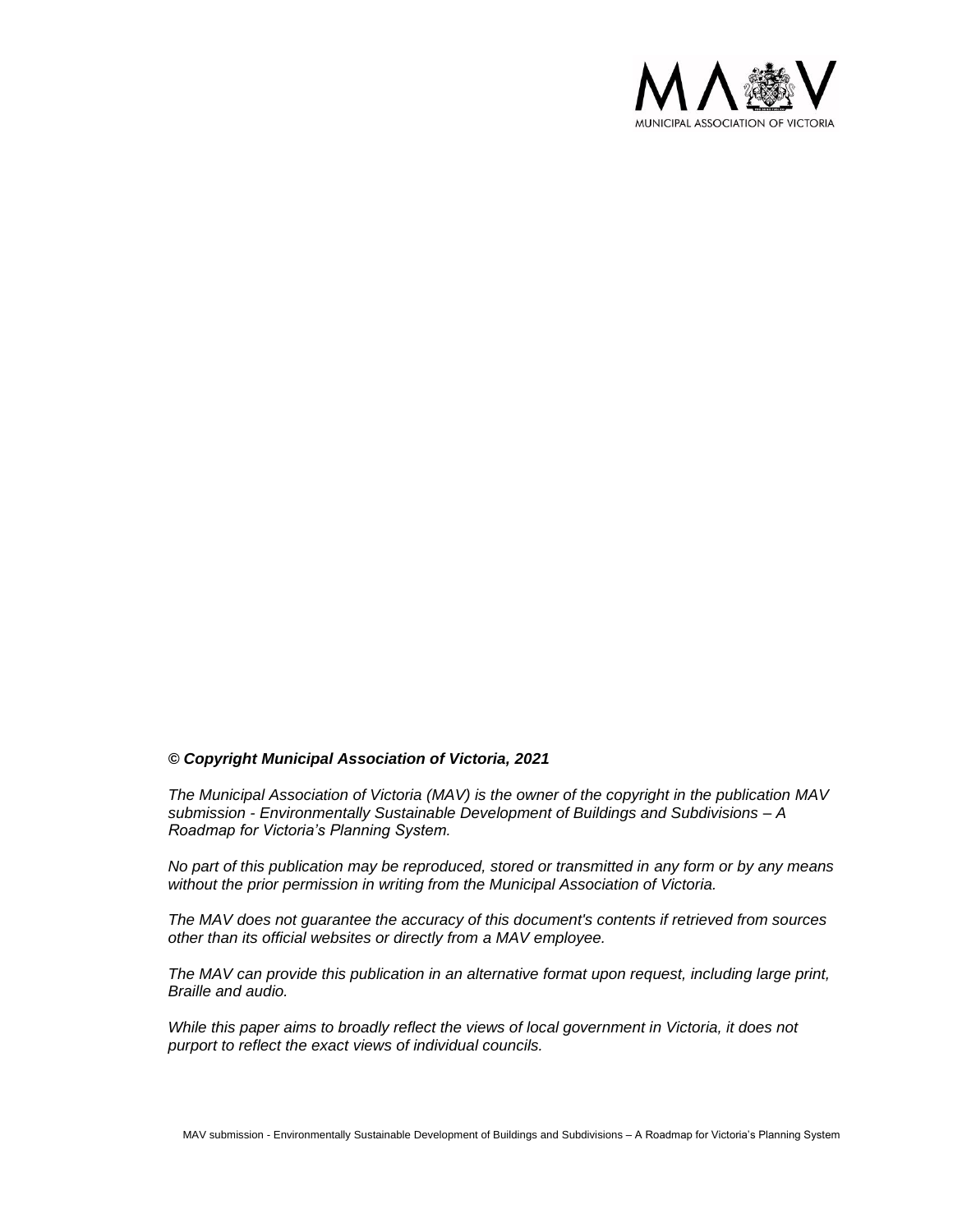***© Copyright Municipal Association of Victoria, 2021***

*The Municipal Association of Victoria (MAV) is the owner of the copyright in the publication MAV submission - Environmentally Sustainable Development of Buildings and Subdivisions – A Roadmap for Victoria's Planning System.*

*No part of this publication may be reproduced, stored or transmitted in any form or by any means without the prior permission in writing from the Municipal Association of Victoria.*

*The MAV does not guarantee the accuracy of this document's contents if retrieved from sources other than its official websites or directly from a MAV employee.*

*The MAV can provide this publication in an alternative format upon request, including large print, Braille and audio.*

*While this paper aims to broadly reflect the views of local government in Victoria, it does not purport to reflect the exact views of individual councils.*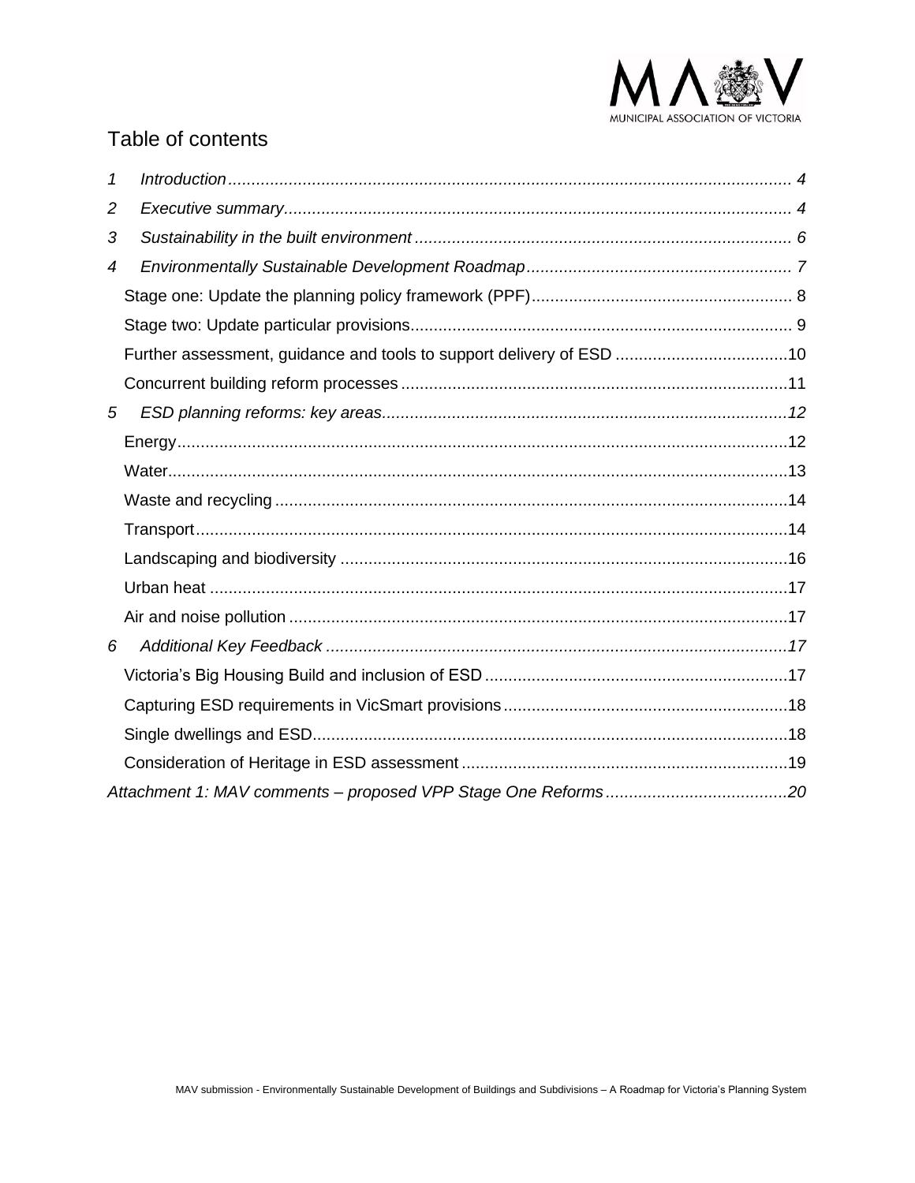## Table of contents

1 *Introduction* ... 4

2 *Executive summary* ... 4

3 *Sustainability in the built environment* ... 6

4 *Environmentally Sustainable Development Roadmap* ... 7

- Stage one: Update the planning policy framework (PPF) ... 8
- Stage two: Update particular provisions ... 9
- Further assessment, guidance and tools to support delivery of ESD ... 10
- Concurrent building reform processes ... 11

5 *ESD planning reforms: key areas* ... 12

- Energy ... 12
- Water ... 13
- Waste and recycling ... 14
- Transport ... 14
- Landscaping and biodiversity ... 16
- Urban heat ... 17
- Air and noise pollution ... 17

6 *Additional Key Feedback* ... 17

- Victoria's Big Housing Build and inclusion of ESD ... 17
- Capturing ESD requirements in VicSmart provisions ... 18
- Single dwellings and ESD ... 18
- Consideration of Heritage in ESD assessment ... 19

*Attachment 1: MAV comments – proposed VPP Stage One Reforms* ... 20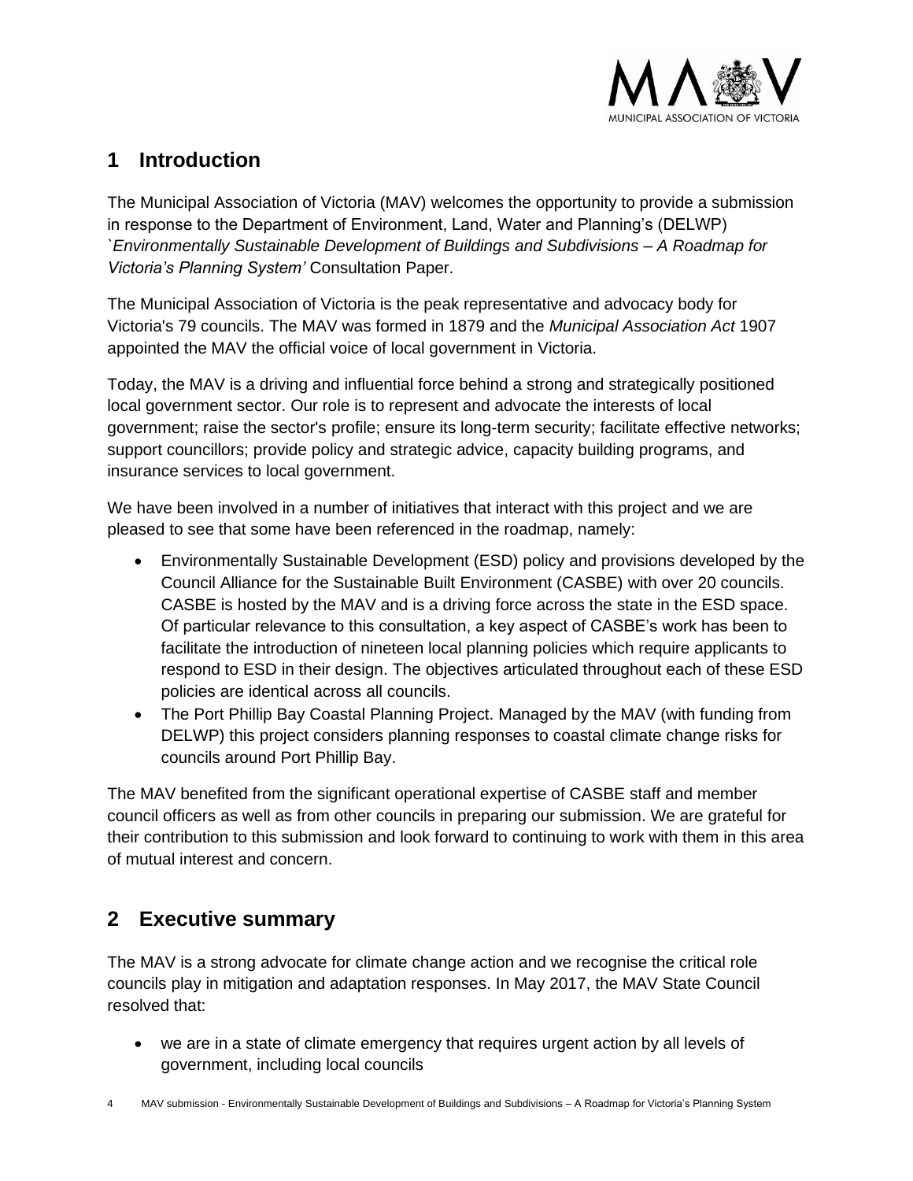## 1 Introduction

The Municipal Association of Victoria (MAV) welcomes the opportunity to provide a submission in response to the Department of Environment, Land, Water and Planning's (DELWP) `*Environmentally Sustainable Development of Buildings and Subdivisions – A Roadmap for Victoria's Planning System'* Consultation Paper.

The Municipal Association of Victoria is the peak representative and advocacy body for Victoria's 79 councils. The MAV was formed in 1879 and the *Municipal Association Act* 1907 appointed the MAV the official voice of local government in Victoria.

Today, the MAV is a driving and influential force behind a strong and strategically positioned local government sector. Our role is to represent and advocate the interests of local government; raise the sector's profile; ensure its long-term security; facilitate effective networks; support councillors; provide policy and strategic advice, capacity building programs, and insurance services to local government.

We have been involved in a number of initiatives that interact with this project and we are pleased to see that some have been referenced in the roadmap, namely:

- Environmentally Sustainable Development (ESD) policy and provisions developed by the Council Alliance for the Sustainable Built Environment (CASBE) with over 20 councils. CASBE is hosted by the MAV and is a driving force across the state in the ESD space. Of particular relevance to this consultation, a key aspect of CASBE's work has been to facilitate the introduction of nineteen local planning policies which require applicants to respond to ESD in their design. The objectives articulated throughout each of these ESD policies are identical across all councils.
- The Port Phillip Bay Coastal Planning Project. Managed by the MAV (with funding from DELWP) this project considers planning responses to coastal climate change risks for councils around Port Phillip Bay.

The MAV benefited from the significant operational expertise of CASBE staff and member council officers as well as from other councils in preparing our submission. We are grateful for their contribution to this submission and look forward to continuing to work with them in this area of mutual interest and concern.

## 2 Executive summary

The MAV is a strong advocate for climate change action and we recognise the critical role councils play in mitigation and adaptation responses. In May 2017, the MAV State Council resolved that:

- we are in a state of climate emergency that requires urgent action by all levels of government, including local councils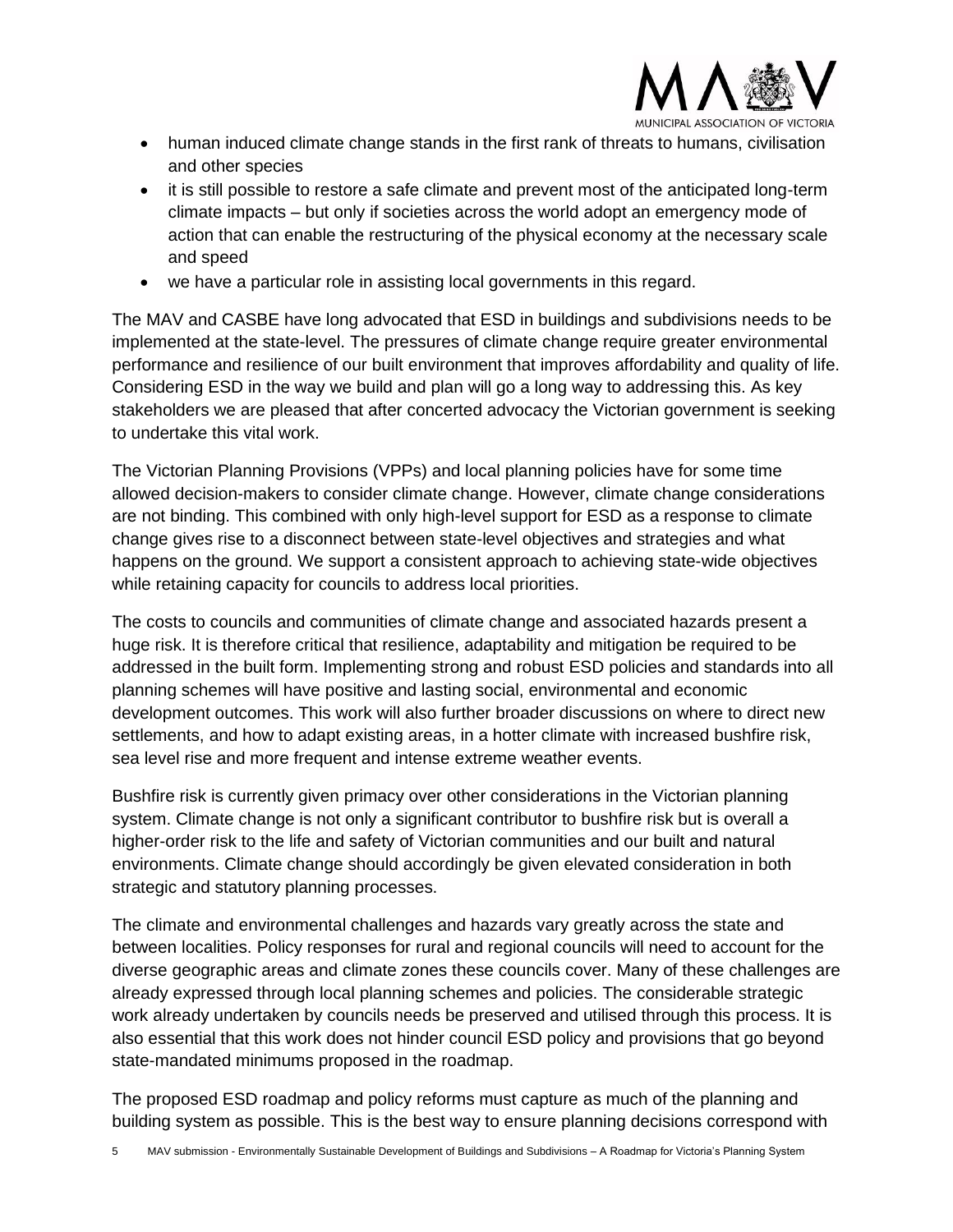- human induced climate change stands in the first rank of threats to humans, civilisation and other species
- it is still possible to restore a safe climate and prevent most of the anticipated long-term climate impacts – but only if societies across the world adopt an emergency mode of action that can enable the restructuring of the physical economy at the necessary scale and speed
- we have a particular role in assisting local governments in this regard.

The MAV and CASBE have long advocated that ESD in buildings and subdivisions needs to be implemented at the state-level. The pressures of climate change require greater environmental performance and resilience of our built environment that improves affordability and quality of life. Considering ESD in the way we build and plan will go a long way to addressing this. As key stakeholders we are pleased that after concerted advocacy the Victorian government is seeking to undertake this vital work.

The Victorian Planning Provisions (VPPs) and local planning policies have for some time allowed decision-makers to consider climate change. However, climate change considerations are not binding. This combined with only high-level support for ESD as a response to climate change gives rise to a disconnect between state-level objectives and strategies and what happens on the ground. We support a consistent approach to achieving state-wide objectives while retaining capacity for councils to address local priorities.

The costs to councils and communities of climate change and associated hazards present a huge risk. It is therefore critical that resilience, adaptability and mitigation be required to be addressed in the built form. Implementing strong and robust ESD policies and standards into all planning schemes will have positive and lasting social, environmental and economic development outcomes. This work will also further broader discussions on where to direct new settlements, and how to adapt existing areas, in a hotter climate with increased bushfire risk, sea level rise and more frequent and intense extreme weather events.

Bushfire risk is currently given primacy over other considerations in the Victorian planning system. Climate change is not only a significant contributor to bushfire risk but is overall a higher-order risk to the life and safety of Victorian communities and our built and natural environments. Climate change should accordingly be given elevated consideration in both strategic and statutory planning processes.

The climate and environmental challenges and hazards vary greatly across the state and between localities. Policy responses for rural and regional councils will need to account for the diverse geographic areas and climate zones these councils cover. Many of these challenges are already expressed through local planning schemes and policies. The considerable strategic work already undertaken by councils needs be preserved and utilised through this process. It is also essential that this work does not hinder council ESD policy and provisions that go beyond state-mandated minimums proposed in the roadmap.

The proposed ESD roadmap and policy reforms must capture as much of the planning and building system as possible. This is the best way to ensure planning decisions correspond with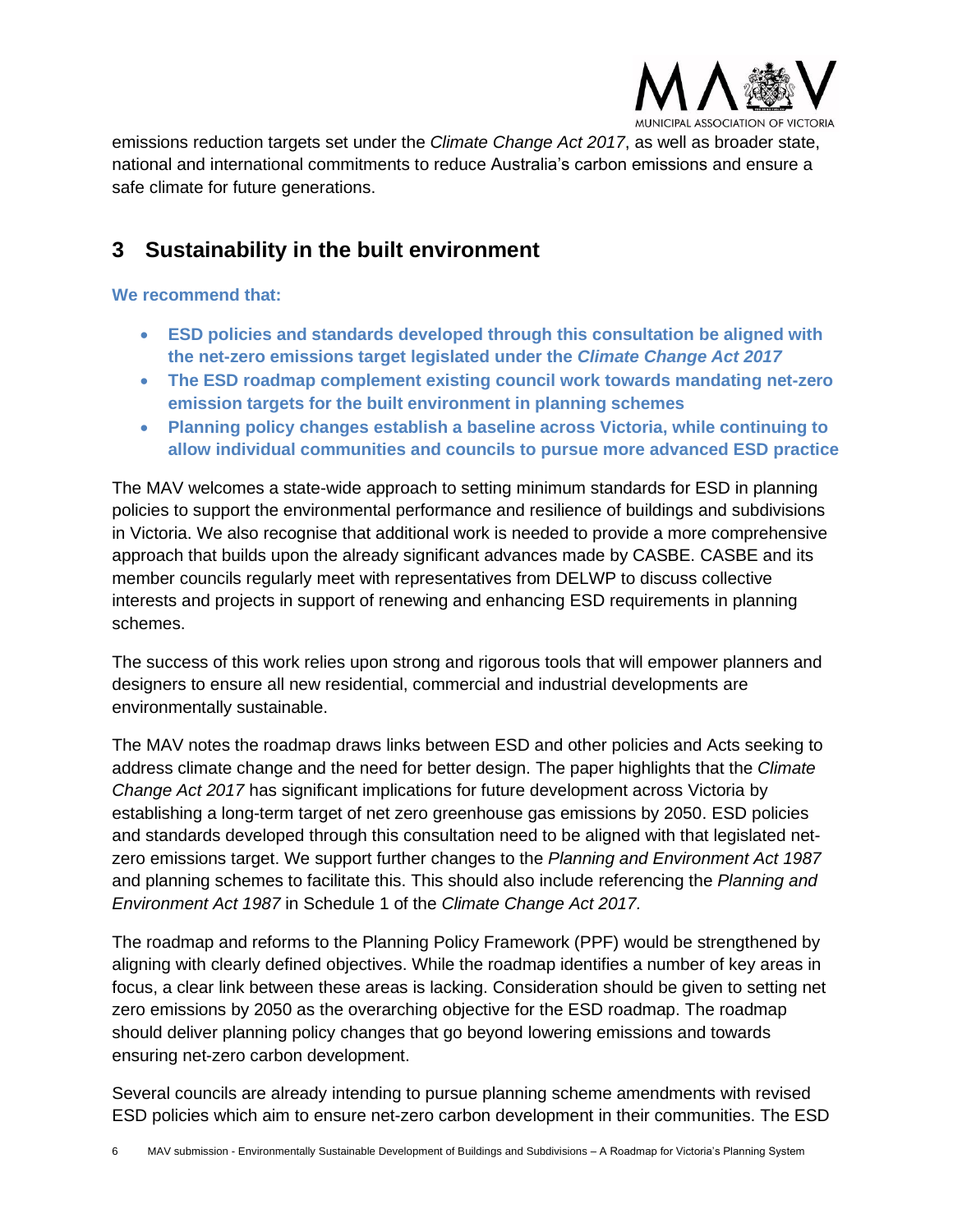emissions reduction targets set under the *Climate Change Act 2017*, as well as broader state, national and international commitments to reduce Australia's carbon emissions and ensure a safe climate for future generations.

## 3 Sustainability in the built environment

**We recommend that:**

- **ESD policies and standards developed through this consultation be aligned with the net-zero emissions target legislated under the *Climate Change Act 2017***
- **The ESD roadmap complement existing council work towards mandating net-zero emission targets for the built environment in planning schemes**
- **Planning policy changes establish a baseline across Victoria, while continuing to allow individual communities and councils to pursue more advanced ESD practice**

The MAV welcomes a state-wide approach to setting minimum standards for ESD in planning policies to support the environmental performance and resilience of buildings and subdivisions in Victoria. We also recognise that additional work is needed to provide a more comprehensive approach that builds upon the already significant advances made by CASBE. CASBE and its member councils regularly meet with representatives from DELWP to discuss collective interests and projects in support of renewing and enhancing ESD requirements in planning schemes.

The success of this work relies upon strong and rigorous tools that will empower planners and designers to ensure all new residential, commercial and industrial developments are environmentally sustainable.

The MAV notes the roadmap draws links between ESD and other policies and Acts seeking to address climate change and the need for better design. The paper highlights that the *Climate Change Act 2017* has significant implications for future development across Victoria by establishing a long-term target of net zero greenhouse gas emissions by 2050. ESD policies and standards developed through this consultation need to be aligned with that legislated net-zero emissions target. We support further changes to the *Planning and Environment Act 1987* and planning schemes to facilitate this. This should also include referencing the *Planning and Environment Act 1987* in Schedule 1 of the *Climate Change Act 2017.*

The roadmap and reforms to the Planning Policy Framework (PPF) would be strengthened by aligning with clearly defined objectives. While the roadmap identifies a number of key areas in focus, a clear link between these areas is lacking. Consideration should be given to setting net zero emissions by 2050 as the overarching objective for the ESD roadmap. The roadmap should deliver planning policy changes that go beyond lowering emissions and towards ensuring net-zero carbon development.

Several councils are already intending to pursue planning scheme amendments with revised ESD policies which aim to ensure net-zero carbon development in their communities. The ESD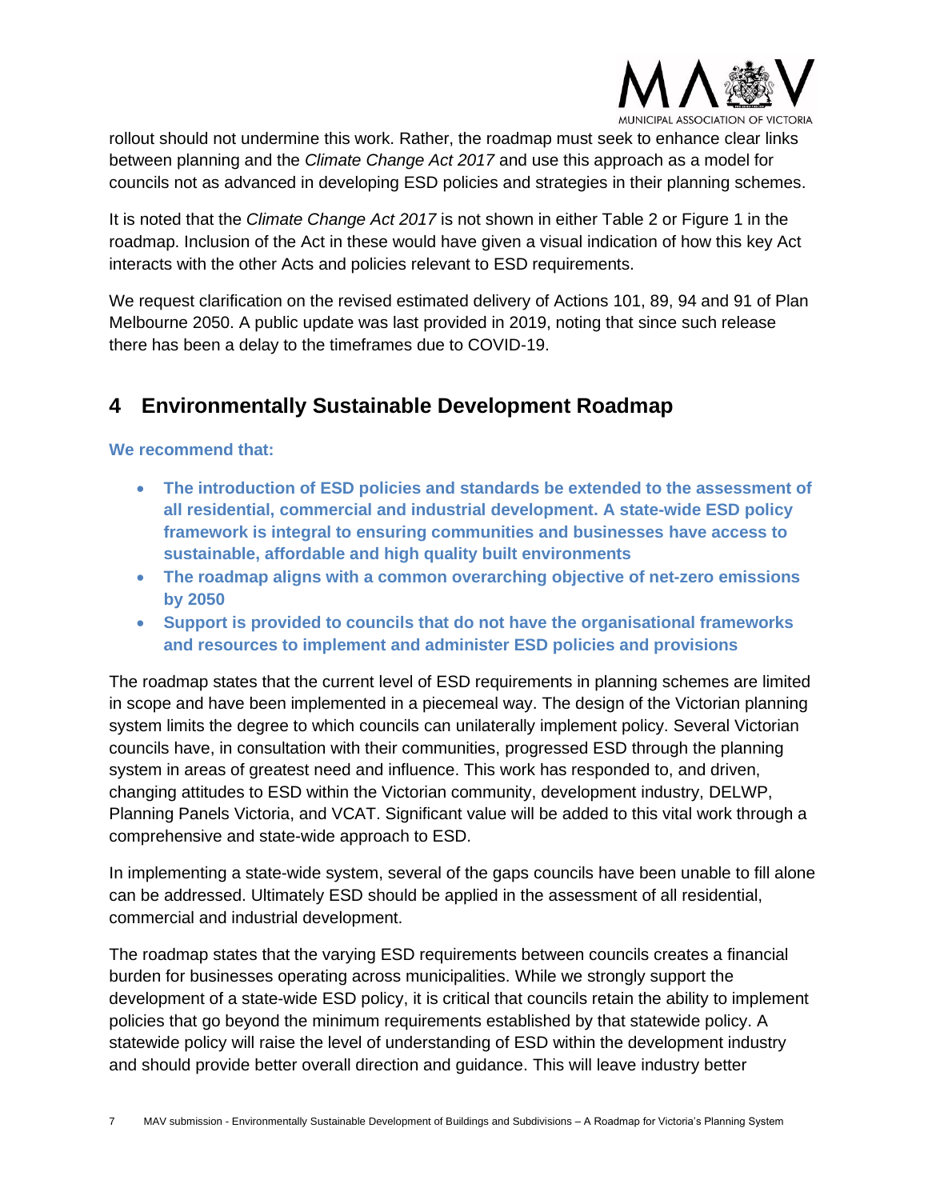rollout should not undermine this work. Rather, the roadmap must seek to enhance clear links between planning and the *Climate Change Act 2017* and use this approach as a model for councils not as advanced in developing ESD policies and strategies in their planning schemes.

It is noted that the *Climate Change Act 2017* is not shown in either Table 2 or Figure 1 in the roadmap. Inclusion of the Act in these would have given a visual indication of how this key Act interacts with the other Acts and policies relevant to ESD requirements.

We request clarification on the revised estimated delivery of Actions 101, 89, 94 and 91 of Plan Melbourne 2050. A public update was last provided in 2019, noting that since such release there has been a delay to the timeframes due to COVID-19.

## 4 Environmentally Sustainable Development Roadmap

**We recommend that:**

- **The introduction of ESD policies and standards be extended to the assessment of all residential, commercial and industrial development. A state-wide ESD policy framework is integral to ensuring communities and businesses have access to sustainable, affordable and high quality built environments**
- **The roadmap aligns with a common overarching objective of net-zero emissions by 2050**
- **Support is provided to councils that do not have the organisational frameworks and resources to implement and administer ESD policies and provisions**

The roadmap states that the current level of ESD requirements in planning schemes are limited in scope and have been implemented in a piecemeal way. The design of the Victorian planning system limits the degree to which councils can unilaterally implement policy. Several Victorian councils have, in consultation with their communities, progressed ESD through the planning system in areas of greatest need and influence. This work has responded to, and driven, changing attitudes to ESD within the Victorian community, development industry, DELWP, Planning Panels Victoria, and VCAT. Significant value will be added to this vital work through a comprehensive and state-wide approach to ESD.

In implementing a state-wide system, several of the gaps councils have been unable to fill alone can be addressed. Ultimately ESD should be applied in the assessment of all residential, commercial and industrial development.

The roadmap states that the varying ESD requirements between councils creates a financial burden for businesses operating across municipalities. While we strongly support the development of a state-wide ESD policy, it is critical that councils retain the ability to implement policies that go beyond the minimum requirements established by that statewide policy. A statewide policy will raise the level of understanding of ESD within the development industry and should provide better overall direction and guidance. This will leave industry better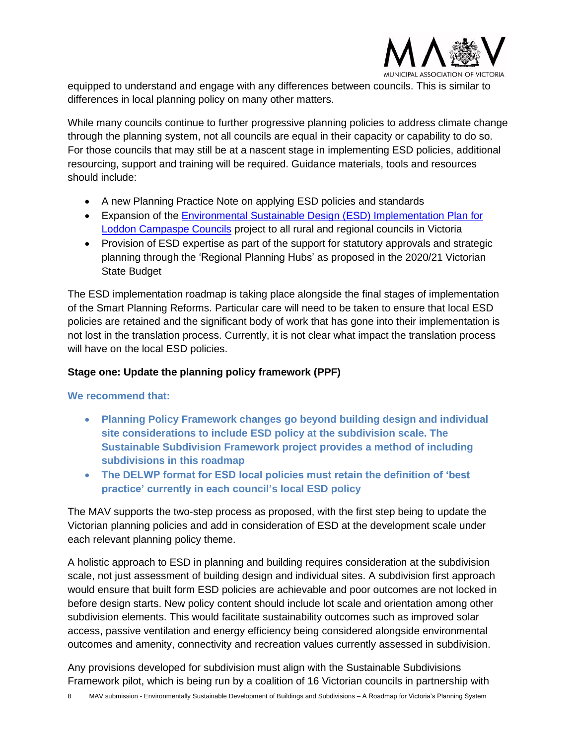equipped to understand and engage with any differences between councils. This is similar to differences in local planning policy on many other matters.

While many councils continue to further progressive planning policies to address climate change through the planning system, not all councils are equal in their capacity or capability to do so. For those councils that may still be at a nascent stage in implementing ESD policies, additional resourcing, support and training will be required. Guidance materials, tools and resources should include:

- A new Planning Practice Note on applying ESD policies and standards
- Expansion of the Environmental Sustainable Design (ESD) Implementation Plan for Loddon Campaspe Councils project to all rural and regional councils in Victoria
- Provision of ESD expertise as part of the support for statutory approvals and strategic planning through the 'Regional Planning Hubs' as proposed in the 2020/21 Victorian State Budget

The ESD implementation roadmap is taking place alongside the final stages of implementation of the Smart Planning Reforms. Particular care will need to be taken to ensure that local ESD policies are retained and the significant body of work that has gone into their implementation is not lost in the translation process. Currently, it is not clear what impact the translation process will have on the local ESD policies.

**Stage one: Update the planning policy framework (PPF)**

**We recommend that:**

- **Planning Policy Framework changes go beyond building design and individual site considerations to include ESD policy at the subdivision scale. The Sustainable Subdivision Framework project provides a method of including subdivisions in this roadmap**
- **The DELWP format for ESD local policies must retain the definition of 'best practice' currently in each council's local ESD policy**

The MAV supports the two-step process as proposed, with the first step being to update the Victorian planning policies and add in consideration of ESD at the development scale under each relevant planning policy theme.

A holistic approach to ESD in planning and building requires consideration at the subdivision scale, not just assessment of building design and individual sites. A subdivision first approach would ensure that built form ESD policies are achievable and poor outcomes are not locked in before design starts. New policy content should include lot scale and orientation among other subdivision elements. This would facilitate sustainability outcomes such as improved solar access, passive ventilation and energy efficiency being considered alongside environmental outcomes and amenity, connectivity and recreation values currently assessed in subdivision.

Any provisions developed for subdivision must align with the Sustainable Subdivisions Framework pilot, which is being run by a coalition of 16 Victorian councils in partnership with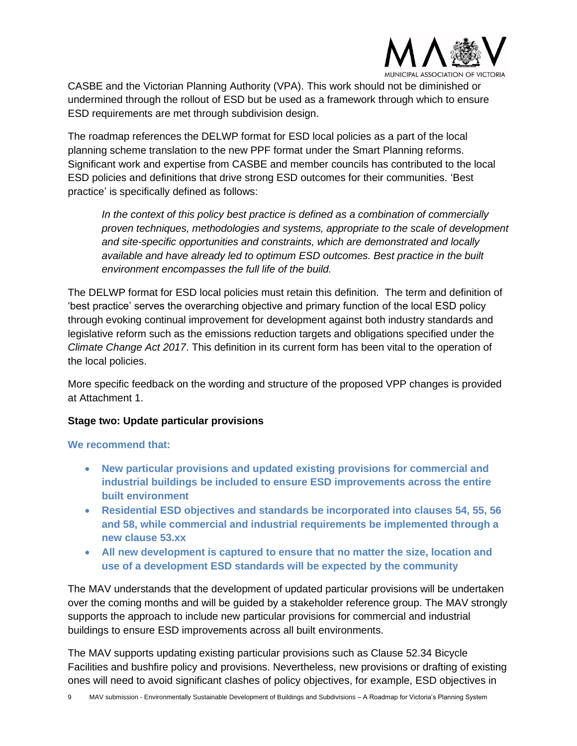CASBE and the Victorian Planning Authority (VPA). This work should not be diminished or undermined through the rollout of ESD but be used as a framework through which to ensure ESD requirements are met through subdivision design.

The roadmap references the DELWP format for ESD local policies as a part of the local planning scheme translation to the new PPF format under the Smart Planning reforms. Significant work and expertise from CASBE and member councils has contributed to the local ESD policies and definitions that drive strong ESD outcomes for their communities. 'Best practice' is specifically defined as follows:

> *In the context of this policy best practice is defined as a combination of commercially proven techniques, methodologies and systems, appropriate to the scale of development and site-specific opportunities and constraints, which are demonstrated and locally available and have already led to optimum ESD outcomes. Best practice in the built environment encompasses the full life of the build.*

The DELWP format for ESD local policies must retain this definition. The term and definition of 'best practice' serves the overarching objective and primary function of the local ESD policy through evoking continual improvement for development against both industry standards and legislative reform such as the emissions reduction targets and obligations specified under the *Climate Change Act 2017*. This definition in its current form has been vital to the operation of the local policies.

More specific feedback on the wording and structure of the proposed VPP changes is provided at Attachment 1.

**Stage two: Update particular provisions**

**We recommend that:**

- **New particular provisions and updated existing provisions for commercial and industrial buildings be included to ensure ESD improvements across the entire built environment**
- **Residential ESD objectives and standards be incorporated into clauses 54, 55, 56 and 58, while commercial and industrial requirements be implemented through a new clause 53.xx**
- **All new development is captured to ensure that no matter the size, location and use of a development ESD standards will be expected by the community**

The MAV understands that the development of updated particular provisions will be undertaken over the coming months and will be guided by a stakeholder reference group. The MAV strongly supports the approach to include new particular provisions for commercial and industrial buildings to ensure ESD improvements across all built environments.

The MAV supports updating existing particular provisions such as Clause 52.34 Bicycle Facilities and bushfire policy and provisions. Nevertheless, new provisions or drafting of existing ones will need to avoid significant clashes of policy objectives, for example, ESD objectives in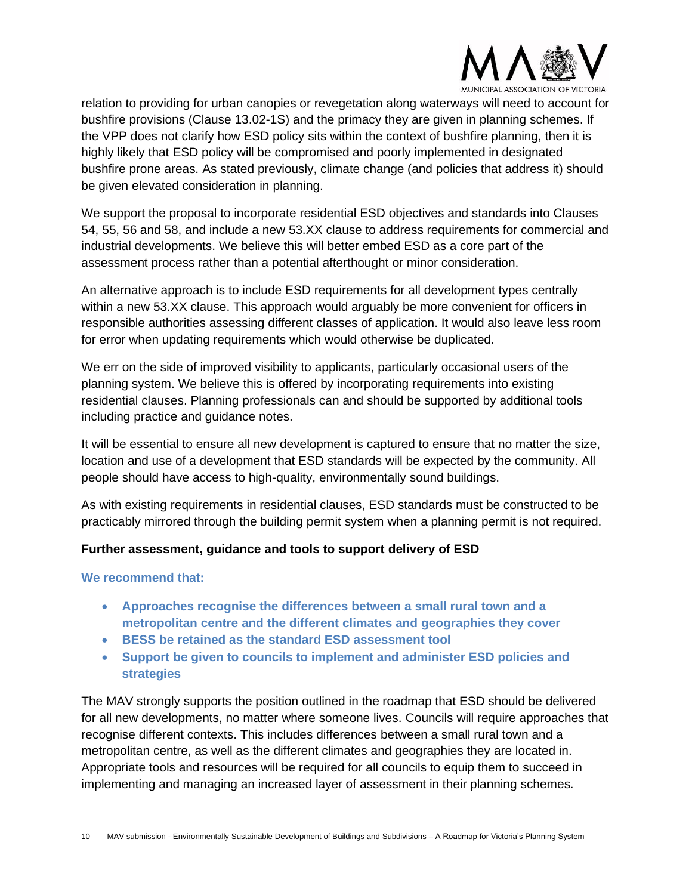relation to providing for urban canopies or revegetation along waterways will need to account for bushfire provisions (Clause 13.02-1S) and the primacy they are given in planning schemes. If the VPP does not clarify how ESD policy sits within the context of bushfire planning, then it is highly likely that ESD policy will be compromised and poorly implemented in designated bushfire prone areas. As stated previously, climate change (and policies that address it) should be given elevated consideration in planning.

We support the proposal to incorporate residential ESD objectives and standards into Clauses 54, 55, 56 and 58, and include a new 53.XX clause to address requirements for commercial and industrial developments. We believe this will better embed ESD as a core part of the assessment process rather than a potential afterthought or minor consideration.

An alternative approach is to include ESD requirements for all development types centrally within a new 53.XX clause. This approach would arguably be more convenient for officers in responsible authorities assessing different classes of application. It would also leave less room for error when updating requirements which would otherwise be duplicated.

We err on the side of improved visibility to applicants, particularly occasional users of the planning system. We believe this is offered by incorporating requirements into existing residential clauses. Planning professionals can and should be supported by additional tools including practice and guidance notes.

It will be essential to ensure all new development is captured to ensure that no matter the size, location and use of a development that ESD standards will be expected by the community. All people should have access to high-quality, environmentally sound buildings.

As with existing requirements in residential clauses, ESD standards must be constructed to be practicably mirrored through the building permit system when a planning permit is not required.

**Further assessment, guidance and tools to support delivery of ESD**

**We recommend that:**

- **Approaches recognise the differences between a small rural town and a metropolitan centre and the different climates and geographies they cover**
- **BESS be retained as the standard ESD assessment tool**
- **Support be given to councils to implement and administer ESD policies and strategies**

The MAV strongly supports the position outlined in the roadmap that ESD should be delivered for all new developments, no matter where someone lives. Councils will require approaches that recognise different contexts. This includes differences between a small rural town and a metropolitan centre, as well as the different climates and geographies they are located in. Appropriate tools and resources will be required for all councils to equip them to succeed in implementing and managing an increased layer of assessment in their planning schemes.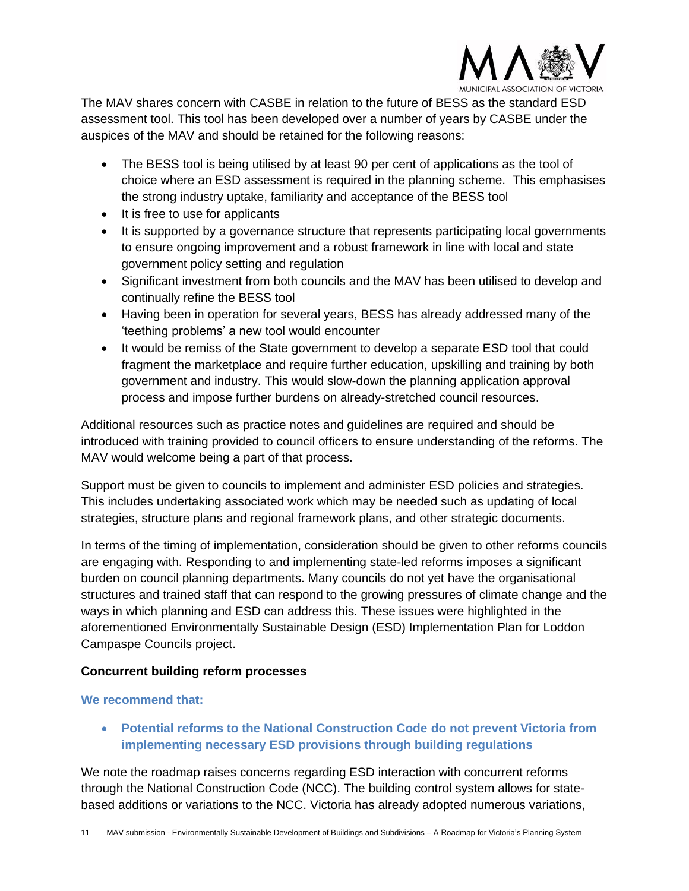The MAV shares concern with CASBE in relation to the future of BESS as the standard ESD assessment tool. This tool has been developed over a number of years by CASBE under the auspices of the MAV and should be retained for the following reasons:

- The BESS tool is being utilised by at least 90 per cent of applications as the tool of choice where an ESD assessment is required in the planning scheme. This emphasises the strong industry uptake, familiarity and acceptance of the BESS tool
- It is free to use for applicants
- It is supported by a governance structure that represents participating local governments to ensure ongoing improvement and a robust framework in line with local and state government policy setting and regulation
- Significant investment from both councils and the MAV has been utilised to develop and continually refine the BESS tool
- Having been in operation for several years, BESS has already addressed many of the 'teething problems' a new tool would encounter
- It would be remiss of the State government to develop a separate ESD tool that could fragment the marketplace and require further education, upskilling and training by both government and industry. This would slow-down the planning application approval process and impose further burdens on already-stretched council resources.

Additional resources such as practice notes and guidelines are required and should be introduced with training provided to council officers to ensure understanding of the reforms. The MAV would welcome being a part of that process.

Support must be given to councils to implement and administer ESD policies and strategies. This includes undertaking associated work which may be needed such as updating of local strategies, structure plans and regional framework plans, and other strategic documents.

In terms of the timing of implementation, consideration should be given to other reforms councils are engaging with. Responding to and implementing state-led reforms imposes a significant burden on council planning departments. Many councils do not yet have the organisational structures and trained staff that can respond to the growing pressures of climate change and the ways in which planning and ESD can address this. These issues were highlighted in the aforementioned Environmentally Sustainable Design (ESD) Implementation Plan for Loddon Campaspe Councils project.

### Concurrent building reform processes

**We recommend that:**

- **Potential reforms to the National Construction Code do not prevent Victoria from implementing necessary ESD provisions through building regulations**

We note the roadmap raises concerns regarding ESD interaction with concurrent reforms through the National Construction Code (NCC). The building control system allows for state-based additions or variations to the NCC. Victoria has already adopted numerous variations,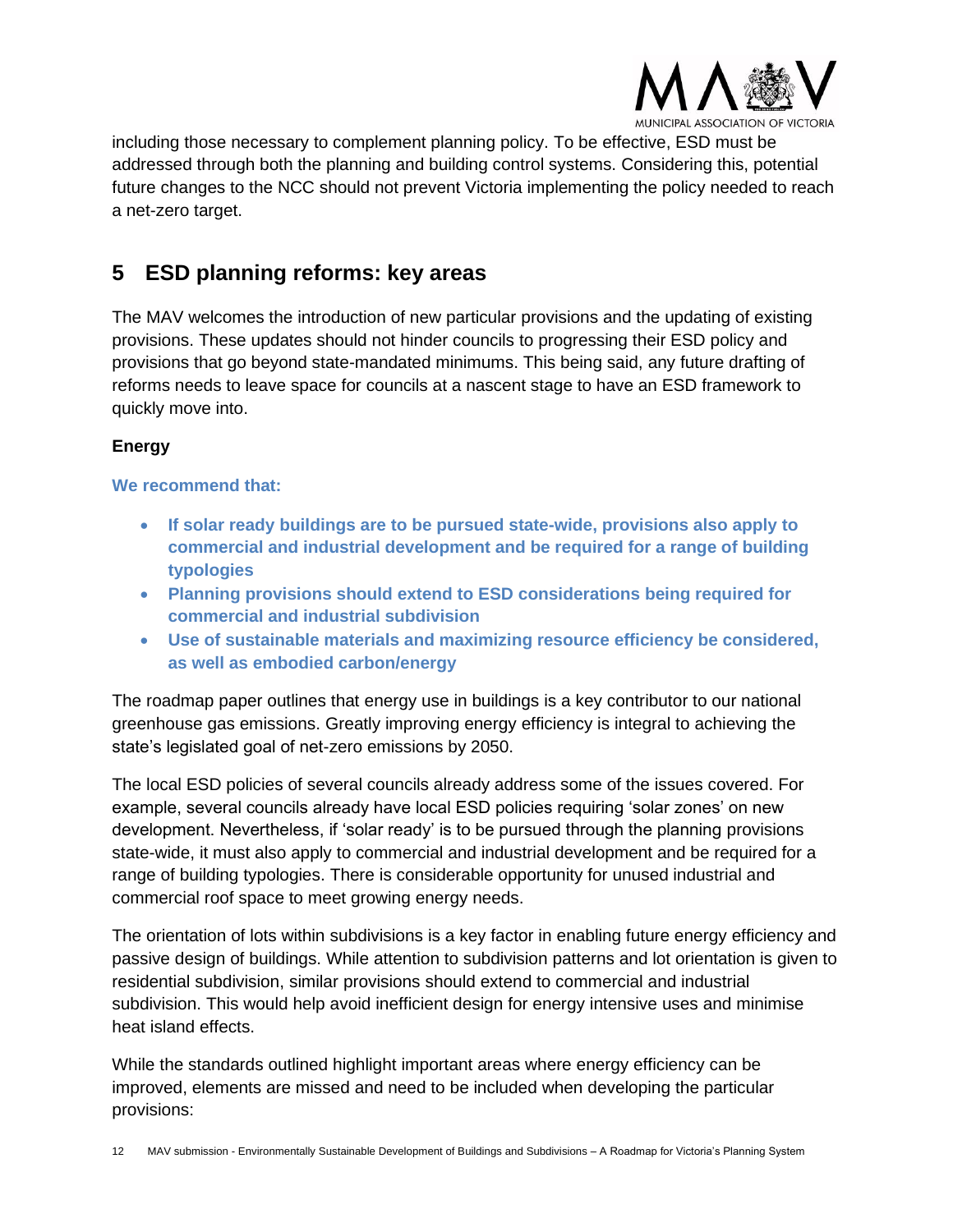including those necessary to complement planning policy. To be effective, ESD must be addressed through both the planning and building control systems. Considering this, potential future changes to the NCC should not prevent Victoria implementing the policy needed to reach a net-zero target.

## 5 ESD planning reforms: key areas

The MAV welcomes the introduction of new particular provisions and the updating of existing provisions. These updates should not hinder councils to progressing their ESD policy and provisions that go beyond state-mandated minimums. This being said, any future drafting of reforms needs to leave space for councils at a nascent stage to have an ESD framework to quickly move into.

**Energy**

**We recommend that:**

- **If solar ready buildings are to be pursued state-wide, provisions also apply to commercial and industrial development and be required for a range of building typologies**
- **Planning provisions should extend to ESD considerations being required for commercial and industrial subdivision**
- **Use of sustainable materials and maximizing resource efficiency be considered, as well as embodied carbon/energy**

The roadmap paper outlines that energy use in buildings is a key contributor to our national greenhouse gas emissions. Greatly improving energy efficiency is integral to achieving the state's legislated goal of net-zero emissions by 2050.

The local ESD policies of several councils already address some of the issues covered. For example, several councils already have local ESD policies requiring 'solar zones' on new development. Nevertheless, if 'solar ready' is to be pursued through the planning provisions state-wide, it must also apply to commercial and industrial development and be required for a range of building typologies. There is considerable opportunity for unused industrial and commercial roof space to meet growing energy needs.

The orientation of lots within subdivisions is a key factor in enabling future energy efficiency and passive design of buildings. While attention to subdivision patterns and lot orientation is given to residential subdivision, similar provisions should extend to commercial and industrial subdivision. This would help avoid inefficient design for energy intensive uses and minimise heat island effects.

While the standards outlined highlight important areas where energy efficiency can be improved, elements are missed and need to be included when developing the particular provisions: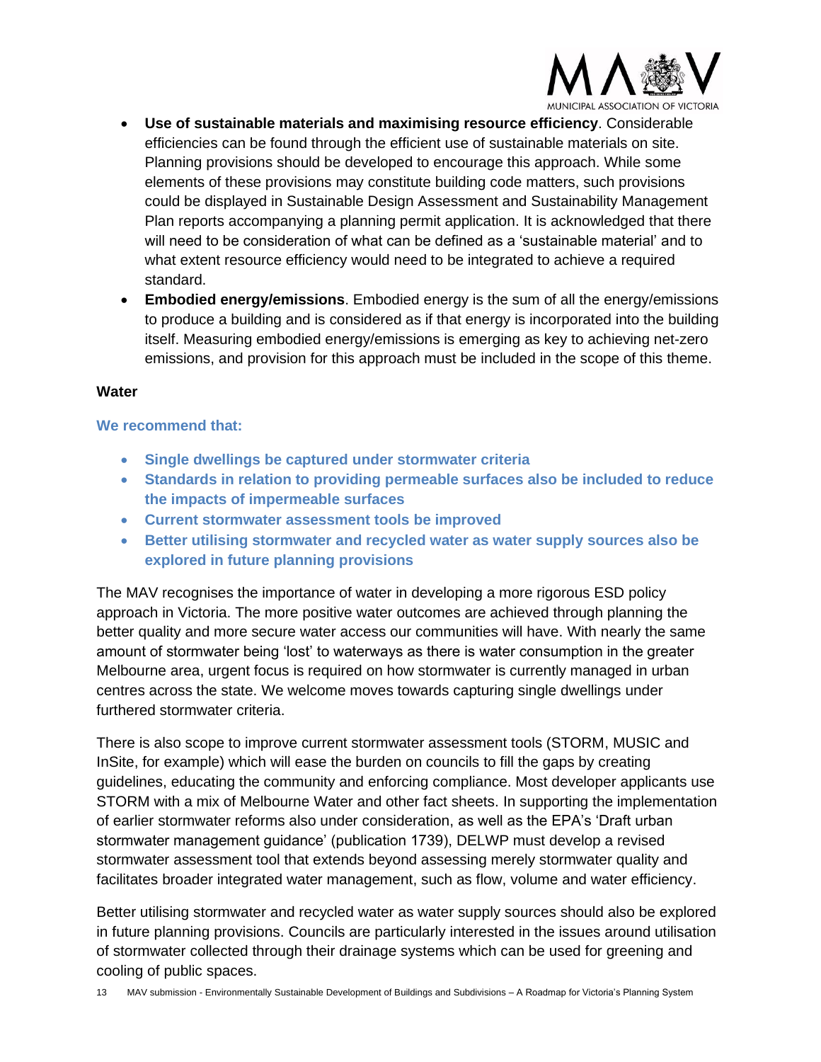- **Use of sustainable materials and maximising resource efficiency**. Considerable efficiencies can be found through the efficient use of sustainable materials on site. Planning provisions should be developed to encourage this approach. While some elements of these provisions may constitute building code matters, such provisions could be displayed in Sustainable Design Assessment and Sustainability Management Plan reports accompanying a planning permit application. It is acknowledged that there will need to be consideration of what can be defined as a 'sustainable material' and to what extent resource efficiency would need to be integrated to achieve a required standard.
- **Embodied energy/emissions**. Embodied energy is the sum of all the energy/emissions to produce a building and is considered as if that energy is incorporated into the building itself. Measuring embodied energy/emissions is emerging as key to achieving net-zero emissions, and provision for this approach must be included in the scope of this theme.

**Water**

**We recommend that:**

- **Single dwellings be captured under stormwater criteria**
- **Standards in relation to providing permeable surfaces also be included to reduce the impacts of impermeable surfaces**
- **Current stormwater assessment tools be improved**
- **Better utilising stormwater and recycled water as water supply sources also be explored in future planning provisions**

The MAV recognises the importance of water in developing a more rigorous ESD policy approach in Victoria. The more positive water outcomes are achieved through planning the better quality and more secure water access our communities will have. With nearly the same amount of stormwater being 'lost' to waterways as there is water consumption in the greater Melbourne area, urgent focus is required on how stormwater is currently managed in urban centres across the state. We welcome moves towards capturing single dwellings under furthered stormwater criteria.

There is also scope to improve current stormwater assessment tools (STORM, MUSIC and InSite, for example) which will ease the burden on councils to fill the gaps by creating guidelines, educating the community and enforcing compliance. Most developer applicants use STORM with a mix of Melbourne Water and other fact sheets. In supporting the implementation of earlier stormwater reforms also under consideration, as well as the EPA's 'Draft urban stormwater management guidance' (publication 1739), DELWP must develop a revised stormwater assessment tool that extends beyond assessing merely stormwater quality and facilitates broader integrated water management, such as flow, volume and water efficiency.

Better utilising stormwater and recycled water as water supply sources should also be explored in future planning provisions. Councils are particularly interested in the issues around utilisation of stormwater collected through their drainage systems which can be used for greening and cooling of public spaces.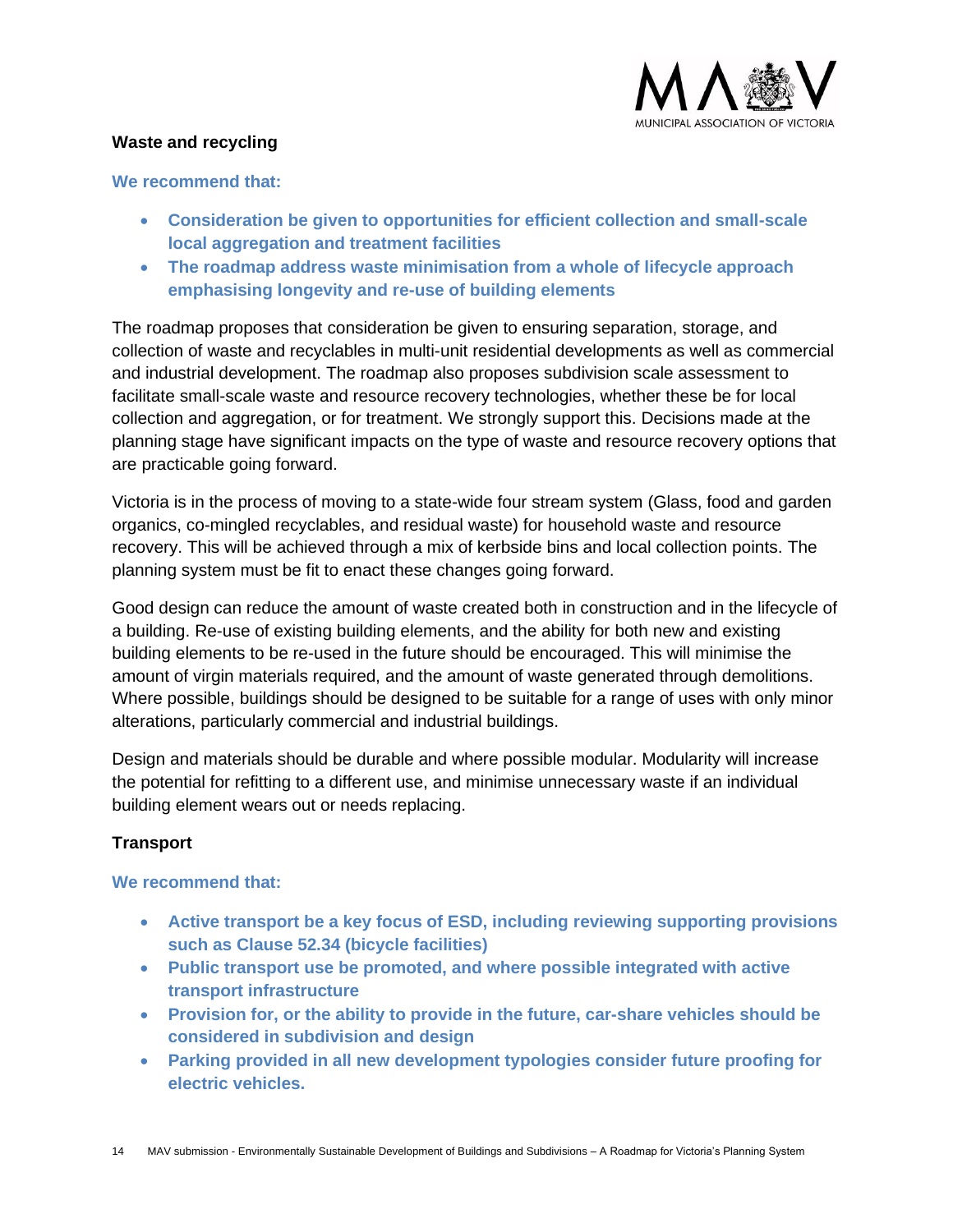### Waste and recycling

**We recommend that:**

- **Consideration be given to opportunities for efficient collection and small-scale local aggregation and treatment facilities**
- **The roadmap address waste minimisation from a whole of lifecycle approach emphasising longevity and re-use of building elements**

The roadmap proposes that consideration be given to ensuring separation, storage, and collection of waste and recyclables in multi-unit residential developments as well as commercial and industrial development. The roadmap also proposes subdivision scale assessment to facilitate small-scale waste and resource recovery technologies, whether these be for local collection and aggregation, or for treatment. We strongly support this. Decisions made at the planning stage have significant impacts on the type of waste and resource recovery options that are practicable going forward.

Victoria is in the process of moving to a state-wide four stream system (Glass, food and garden organics, co-mingled recyclables, and residual waste) for household waste and resource recovery. This will be achieved through a mix of kerbside bins and local collection points. The planning system must be fit to enact these changes going forward.

Good design can reduce the amount of waste created both in construction and in the lifecycle of a building. Re-use of existing building elements, and the ability for both new and existing building elements to be re-used in the future should be encouraged. This will minimise the amount of virgin materials required, and the amount of waste generated through demolitions. Where possible, buildings should be designed to be suitable for a range of uses with only minor alterations, particularly commercial and industrial buildings.

Design and materials should be durable and where possible modular. Modularity will increase the potential for refitting to a different use, and minimise unnecessary waste if an individual building element wears out or needs replacing.

### Transport

**We recommend that:**

- **Active transport be a key focus of ESD, including reviewing supporting provisions such as Clause 52.34 (bicycle facilities)**
- **Public transport use be promoted, and where possible integrated with active transport infrastructure**
- **Provision for, or the ability to provide in the future, car-share vehicles should be considered in subdivision and design**
- **Parking provided in all new development typologies consider future proofing for electric vehicles.**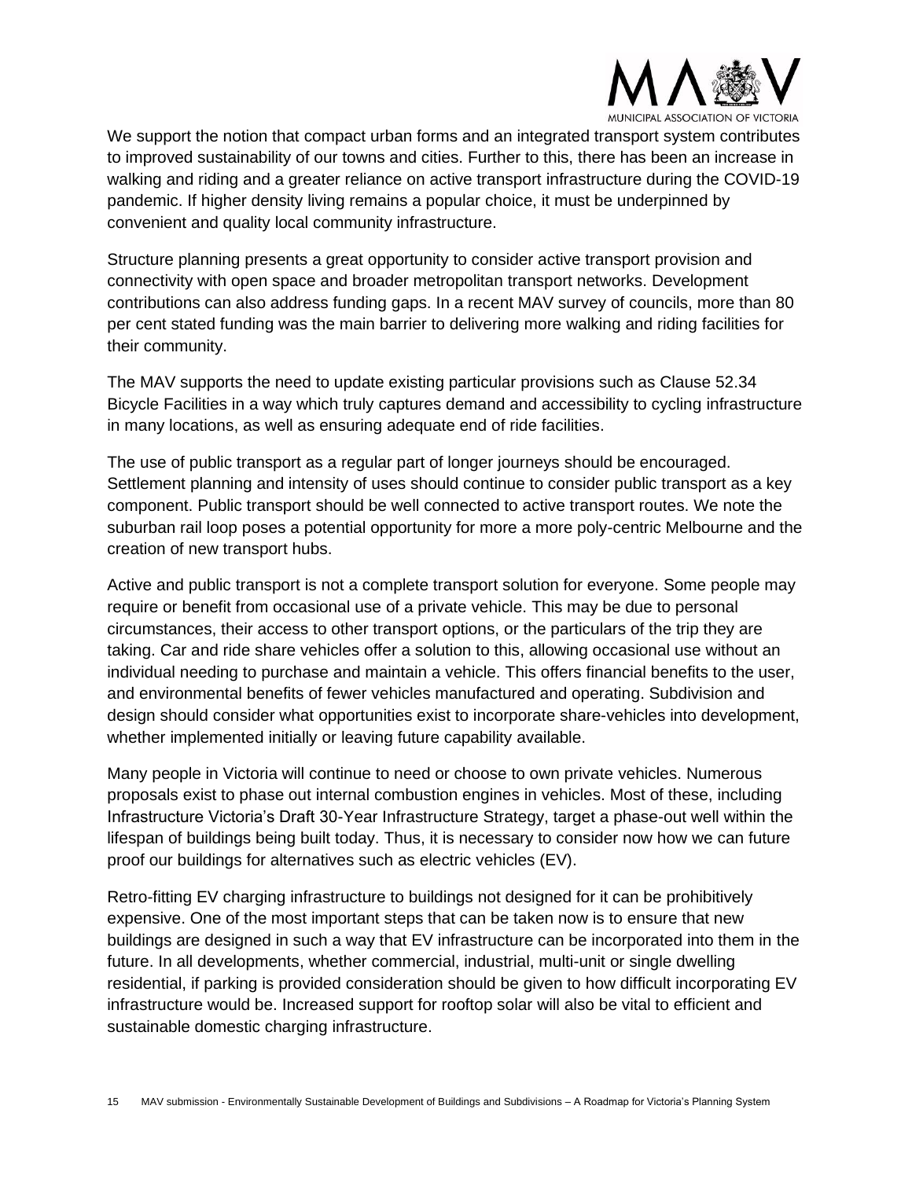We support the notion that compact urban forms and an integrated transport system contributes to improved sustainability of our towns and cities. Further to this, there has been an increase in walking and riding and a greater reliance on active transport infrastructure during the COVID-19 pandemic. If higher density living remains a popular choice, it must be underpinned by convenient and quality local community infrastructure.

Structure planning presents a great opportunity to consider active transport provision and connectivity with open space and broader metropolitan transport networks. Development contributions can also address funding gaps. In a recent MAV survey of councils, more than 80 per cent stated funding was the main barrier to delivering more walking and riding facilities for their community.

The MAV supports the need to update existing particular provisions such as Clause 52.34 Bicycle Facilities in a way which truly captures demand and accessibility to cycling infrastructure in many locations, as well as ensuring adequate end of ride facilities.

The use of public transport as a regular part of longer journeys should be encouraged. Settlement planning and intensity of uses should continue to consider public transport as a key component. Public transport should be well connected to active transport routes. We note the suburban rail loop poses a potential opportunity for more a more poly-centric Melbourne and the creation of new transport hubs.

Active and public transport is not a complete transport solution for everyone. Some people may require or benefit from occasional use of a private vehicle. This may be due to personal circumstances, their access to other transport options, or the particulars of the trip they are taking. Car and ride share vehicles offer a solution to this, allowing occasional use without an individual needing to purchase and maintain a vehicle. This offers financial benefits to the user, and environmental benefits of fewer vehicles manufactured and operating. Subdivision and design should consider what opportunities exist to incorporate share-vehicles into development, whether implemented initially or leaving future capability available.

Many people in Victoria will continue to need or choose to own private vehicles. Numerous proposals exist to phase out internal combustion engines in vehicles. Most of these, including Infrastructure Victoria's Draft 30-Year Infrastructure Strategy, target a phase-out well within the lifespan of buildings being built today. Thus, it is necessary to consider now how we can future proof our buildings for alternatives such as electric vehicles (EV).

Retro-fitting EV charging infrastructure to buildings not designed for it can be prohibitively expensive. One of the most important steps that can be taken now is to ensure that new buildings are designed in such a way that EV infrastructure can be incorporated into them in the future. In all developments, whether commercial, industrial, multi-unit or single dwelling residential, if parking is provided consideration should be given to how difficult incorporating EV infrastructure would be. Increased support for rooftop solar will also be vital to efficient and sustainable domestic charging infrastructure.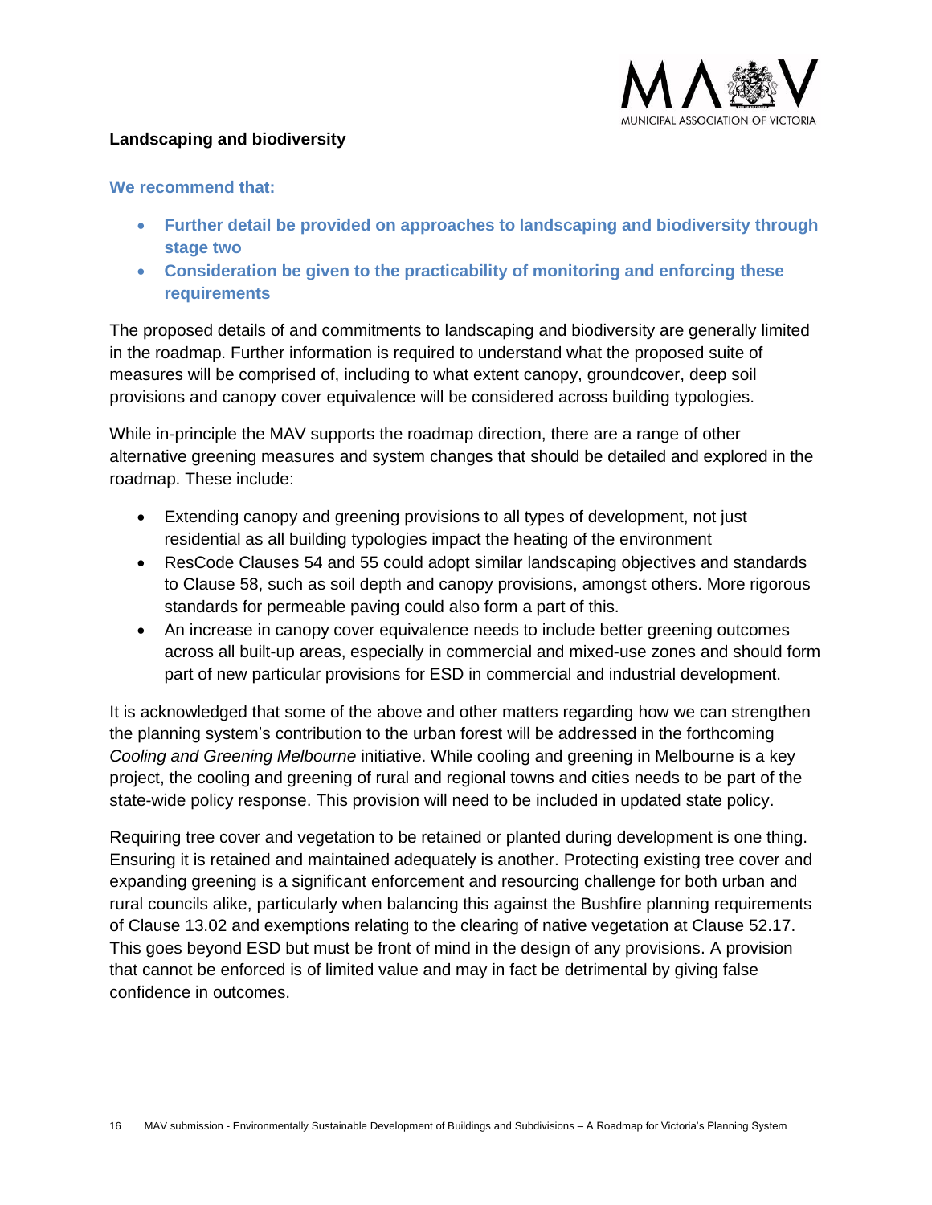**Landscaping and biodiversity**

**We recommend that:**

- **Further detail be provided on approaches to landscaping and biodiversity through stage two**
- **Consideration be given to the practicability of monitoring and enforcing these requirements**

The proposed details of and commitments to landscaping and biodiversity are generally limited in the roadmap. Further information is required to understand what the proposed suite of measures will be comprised of, including to what extent canopy, groundcover, deep soil provisions and canopy cover equivalence will be considered across building typologies.

While in-principle the MAV supports the roadmap direction, there are a range of other alternative greening measures and system changes that should be detailed and explored in the roadmap. These include:

- Extending canopy and greening provisions to all types of development, not just residential as all building typologies impact the heating of the environment
- ResCode Clauses 54 and 55 could adopt similar landscaping objectives and standards to Clause 58, such as soil depth and canopy provisions, amongst others. More rigorous standards for permeable paving could also form a part of this.
- An increase in canopy cover equivalence needs to include better greening outcomes across all built-up areas, especially in commercial and mixed-use zones and should form part of new particular provisions for ESD in commercial and industrial development.

It is acknowledged that some of the above and other matters regarding how we can strengthen the planning system's contribution to the urban forest will be addressed in the forthcoming *Cooling and Greening Melbourne* initiative. While cooling and greening in Melbourne is a key project, the cooling and greening of rural and regional towns and cities needs to be part of the state-wide policy response. This provision will need to be included in updated state policy.

Requiring tree cover and vegetation to be retained or planted during development is one thing. Ensuring it is retained and maintained adequately is another. Protecting existing tree cover and expanding greening is a significant enforcement and resourcing challenge for both urban and rural councils alike, particularly when balancing this against the Bushfire planning requirements of Clause 13.02 and exemptions relating to the clearing of native vegetation at Clause 52.17. This goes beyond ESD but must be front of mind in the design of any provisions. A provision that cannot be enforced is of limited value and may in fact be detrimental by giving false confidence in outcomes.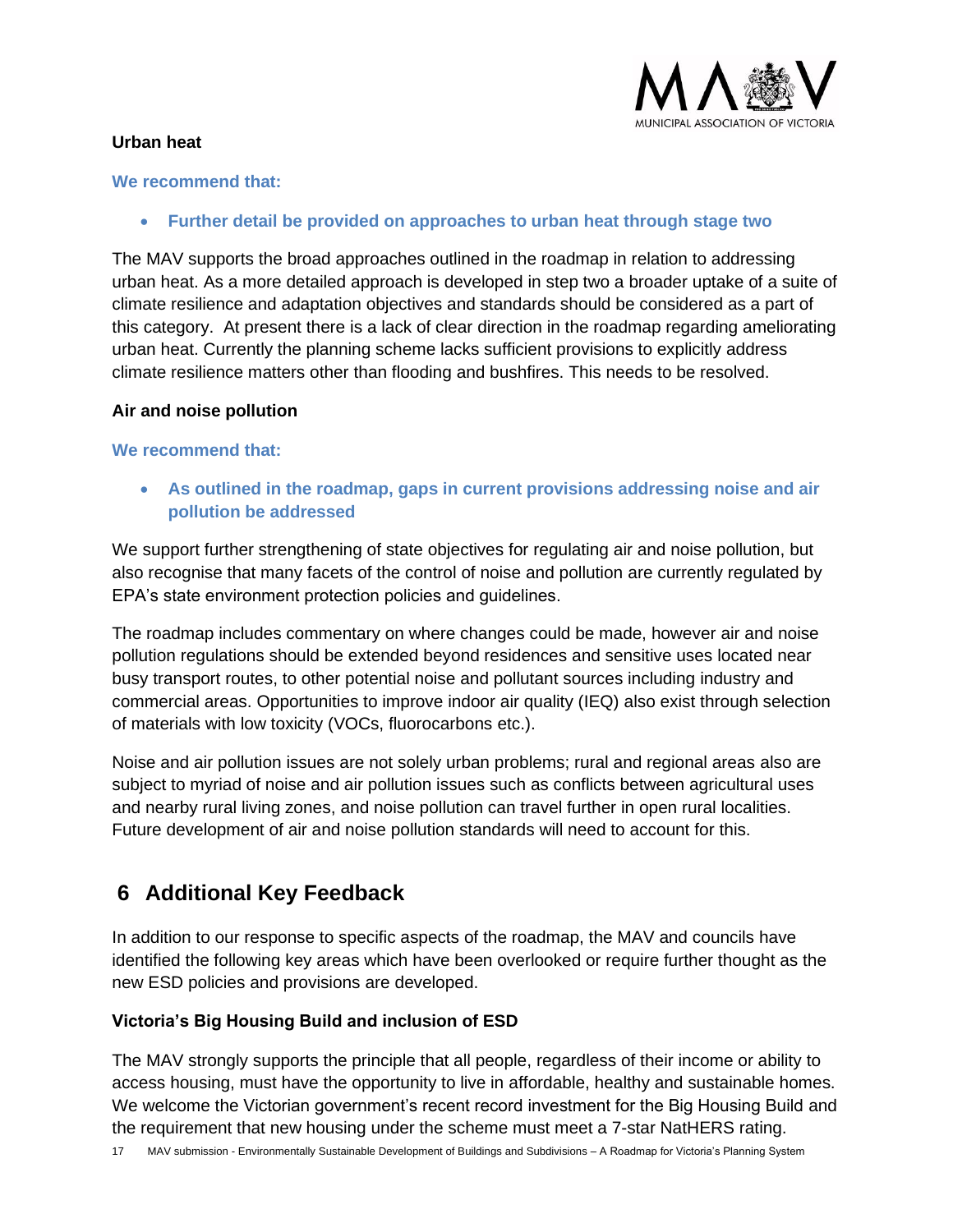### Urban heat

**We recommend that:**

- **Further detail be provided on approaches to urban heat through stage two**

The MAV supports the broad approaches outlined in the roadmap in relation to addressing urban heat. As a more detailed approach is developed in step two a broader uptake of a suite of climate resilience and adaptation objectives and standards should be considered as a part of this category. At present there is a lack of clear direction in the roadmap regarding ameliorating urban heat. Currently the planning scheme lacks sufficient provisions to explicitly address climate resilience matters other than flooding and bushfires. This needs to be resolved.

### Air and noise pollution

**We recommend that:**

- **As outlined in the roadmap, gaps in current provisions addressing noise and air pollution be addressed**

We support further strengthening of state objectives for regulating air and noise pollution, but also recognise that many facets of the control of noise and pollution are currently regulated by EPA's state environment protection policies and guidelines.

The roadmap includes commentary on where changes could be made, however air and noise pollution regulations should be extended beyond residences and sensitive uses located near busy transport routes, to other potential noise and pollutant sources including industry and commercial areas. Opportunities to improve indoor air quality (IEQ) also exist through selection of materials with low toxicity (VOCs, fluorocarbons etc.).

Noise and air pollution issues are not solely urban problems; rural and regional areas also are subject to myriad of noise and air pollution issues such as conflicts between agricultural uses and nearby rural living zones, and noise pollution can travel further in open rural localities. Future development of air and noise pollution standards will need to account for this.

## 6 Additional Key Feedback

In addition to our response to specific aspects of the roadmap, the MAV and councils have identified the following key areas which have been overlooked or require further thought as the new ESD policies and provisions are developed.

### Victoria's Big Housing Build and inclusion of ESD

The MAV strongly supports the principle that all people, regardless of their income or ability to access housing, must have the opportunity to live in affordable, healthy and sustainable homes. We welcome the Victorian government's recent record investment for the Big Housing Build and the requirement that new housing under the scheme must meet a 7-star NatHERS rating.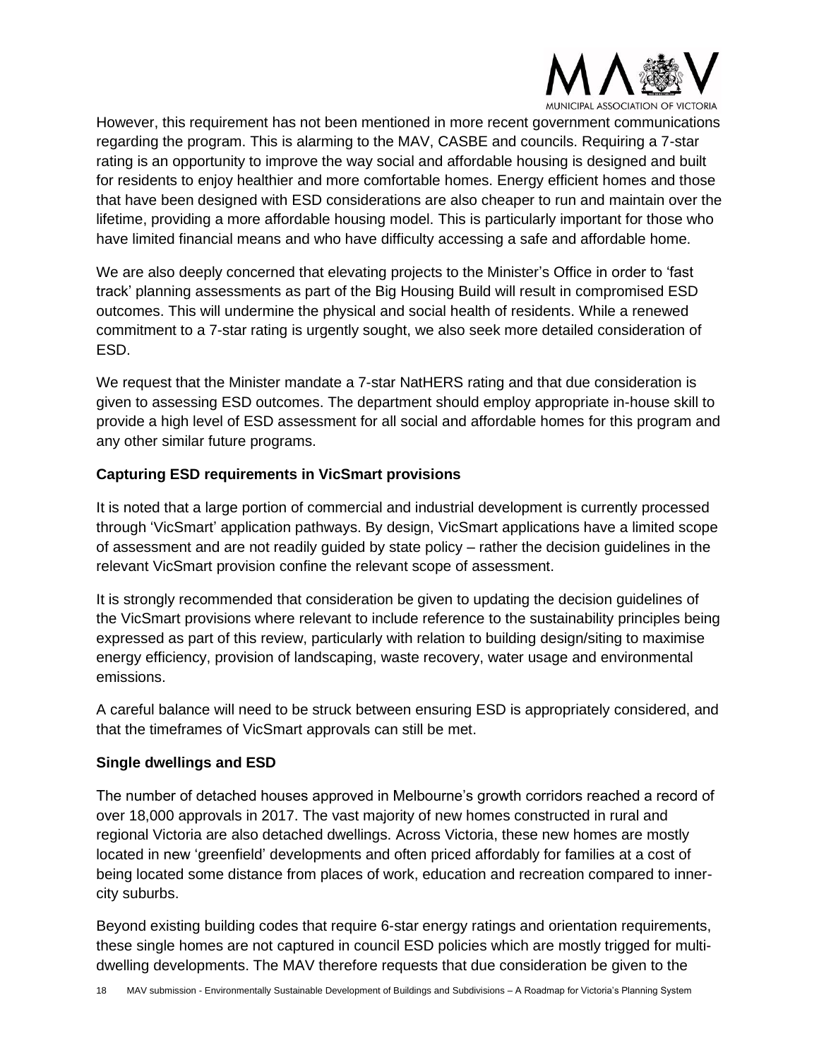However, this requirement has not been mentioned in more recent government communications regarding the program. This is alarming to the MAV, CASBE and councils. Requiring a 7-star rating is an opportunity to improve the way social and affordable housing is designed and built for residents to enjoy healthier and more comfortable homes. Energy efficient homes and those that have been designed with ESD considerations are also cheaper to run and maintain over the lifetime, providing a more affordable housing model. This is particularly important for those who have limited financial means and who have difficulty accessing a safe and affordable home.

We are also deeply concerned that elevating projects to the Minister's Office in order to 'fast track' planning assessments as part of the Big Housing Build will result in compromised ESD outcomes. This will undermine the physical and social health of residents. While a renewed commitment to a 7-star rating is urgently sought, we also seek more detailed consideration of ESD.

We request that the Minister mandate a 7-star NatHERS rating and that due consideration is given to assessing ESD outcomes. The department should employ appropriate in-house skill to provide a high level of ESD assessment for all social and affordable homes for this program and any other similar future programs.

### Capturing ESD requirements in VicSmart provisions

It is noted that a large portion of commercial and industrial development is currently processed through 'VicSmart' application pathways. By design, VicSmart applications have a limited scope of assessment and are not readily guided by state policy – rather the decision guidelines in the relevant VicSmart provision confine the relevant scope of assessment.

It is strongly recommended that consideration be given to updating the decision guidelines of the VicSmart provisions where relevant to include reference to the sustainability principles being expressed as part of this review, particularly with relation to building design/siting to maximise energy efficiency, provision of landscaping, waste recovery, water usage and environmental emissions.

A careful balance will need to be struck between ensuring ESD is appropriately considered, and that the timeframes of VicSmart approvals can still be met.

### Single dwellings and ESD

The number of detached houses approved in Melbourne's growth corridors reached a record of over 18,000 approvals in 2017. The vast majority of new homes constructed in rural and regional Victoria are also detached dwellings. Across Victoria, these new homes are mostly located in new 'greenfield' developments and often priced affordably for families at a cost of being located some distance from places of work, education and recreation compared to inner-city suburbs.

Beyond existing building codes that require 6-star energy ratings and orientation requirements, these single homes are not captured in council ESD policies which are mostly trigged for multi-dwelling developments. The MAV therefore requests that due consideration be given to the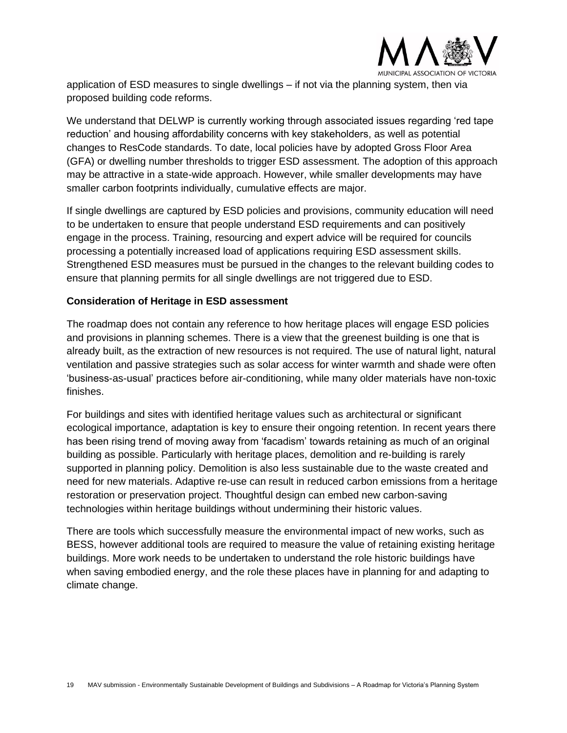application of ESD measures to single dwellings – if not via the planning system, then via proposed building code reforms.

We understand that DELWP is currently working through associated issues regarding 'red tape reduction' and housing affordability concerns with key stakeholders, as well as potential changes to ResCode standards. To date, local policies have by adopted Gross Floor Area (GFA) or dwelling number thresholds to trigger ESD assessment. The adoption of this approach may be attractive in a state-wide approach. However, while smaller developments may have smaller carbon footprints individually, cumulative effects are major.

If single dwellings are captured by ESD policies and provisions, community education will need to be undertaken to ensure that people understand ESD requirements and can positively engage in the process. Training, resourcing and expert advice will be required for councils processing a potentially increased load of applications requiring ESD assessment skills. Strengthened ESD measures must be pursued in the changes to the relevant building codes to ensure that planning permits for all single dwellings are not triggered due to ESD.

**Consideration of Heritage in ESD assessment**

The roadmap does not contain any reference to how heritage places will engage ESD policies and provisions in planning schemes. There is a view that the greenest building is one that is already built, as the extraction of new resources is not required. The use of natural light, natural ventilation and passive strategies such as solar access for winter warmth and shade were often 'business-as-usual' practices before air-conditioning, while many older materials have non-toxic finishes.

For buildings and sites with identified heritage values such as architectural or significant ecological importance, adaptation is key to ensure their ongoing retention. In recent years there has been rising trend of moving away from 'facadism' towards retaining as much of an original building as possible. Particularly with heritage places, demolition and re-building is rarely supported in planning policy. Demolition is also less sustainable due to the waste created and need for new materials. Adaptive re-use can result in reduced carbon emissions from a heritage restoration or preservation project. Thoughtful design can embed new carbon-saving technologies within heritage buildings without undermining their historic values.

There are tools which successfully measure the environmental impact of new works, such as BESS, however additional tools are required to measure the value of retaining existing heritage buildings. More work needs to be undertaken to understand the role historic buildings have when saving embodied energy, and the role these places have in planning for and adapting to climate change.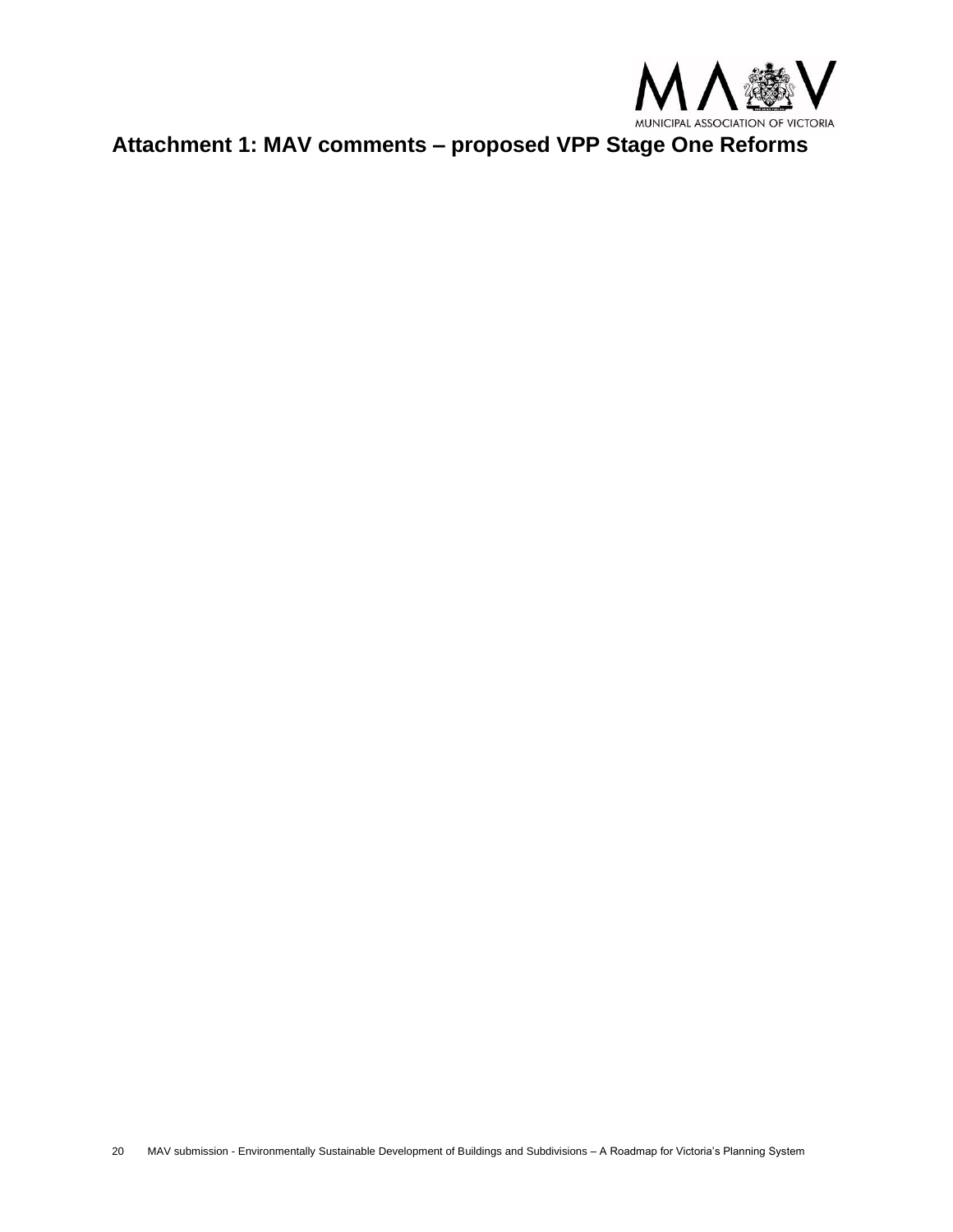# Attachment 1: MAV comments – proposed VPP Stage One Reforms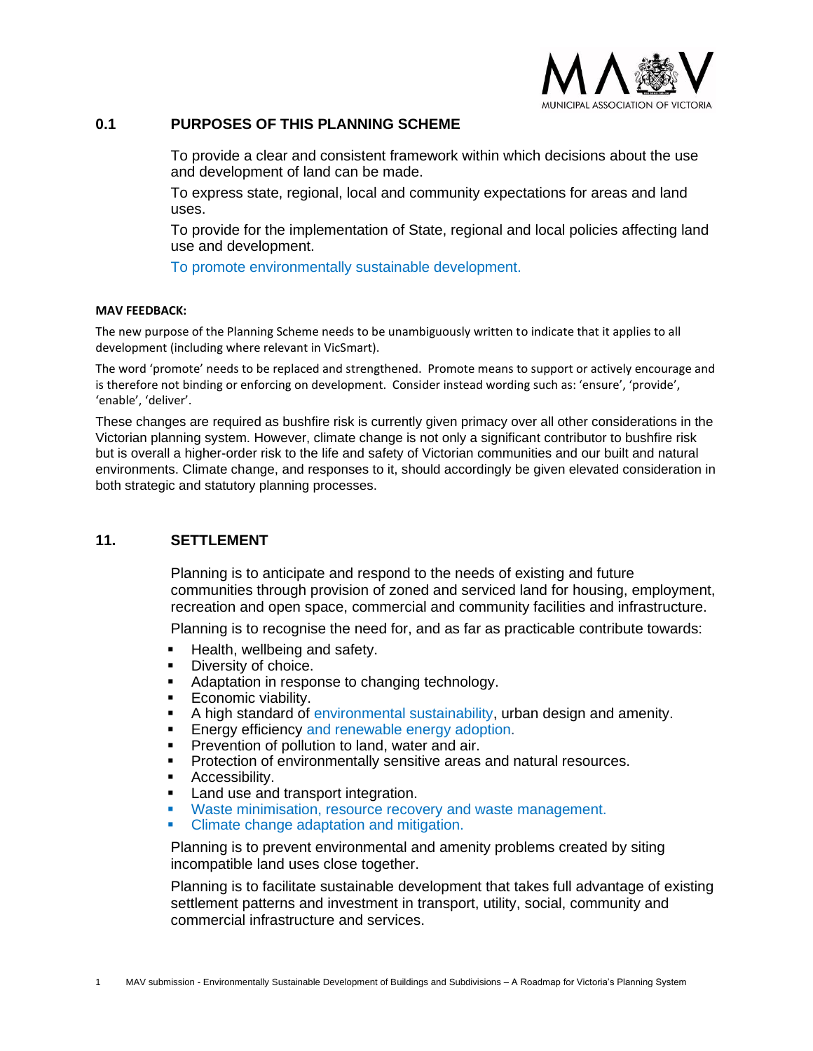## 0.1 PURPOSES OF THIS PLANNING SCHEME

To provide a clear and consistent framework within which decisions about the use and development of land can be made.

To express state, regional, local and community expectations for areas and land uses.

To provide for the implementation of State, regional and local policies affecting land use and development.

To promote environmentally sustainable development.

**MAV FEEDBACK:**

The new purpose of the Planning Scheme needs to be unambiguously written to indicate that it applies to all development (including where relevant in VicSmart).

The word 'promote' needs to be replaced and strengthened. Promote means to support or actively encourage and is therefore not binding or enforcing on development. Consider instead wording such as: 'ensure', 'provide', 'enable', 'deliver'.

These changes are required as bushfire risk is currently given primacy over all other considerations in the Victorian planning system. However, climate change is not only a significant contributor to bushfire risk but is overall a higher-order risk to the life and safety of Victorian communities and our built and natural environments. Climate change, and responses to it, should accordingly be given elevated consideration in both strategic and statutory planning processes.

## 11. SETTLEMENT

Planning is to anticipate and respond to the needs of existing and future communities through provision of zoned and serviced land for housing, employment, recreation and open space, commercial and community facilities and infrastructure.

Planning is to recognise the need for, and as far as practicable contribute towards:

- Health, wellbeing and safety.
- Diversity of choice.
- Adaptation in response to changing technology.
- Economic viability.
- A high standard of environmental sustainability, urban design and amenity.
- Energy efficiency and renewable energy adoption.
- Prevention of pollution to land, water and air.
- Protection of environmentally sensitive areas and natural resources.
- Accessibility.
- Land use and transport integration.
- Waste minimisation, resource recovery and waste management.
- Climate change adaptation and mitigation.

Planning is to prevent environmental and amenity problems created by siting incompatible land uses close together.

Planning is to facilitate sustainable development that takes full advantage of existing settlement patterns and investment in transport, utility, social, community and commercial infrastructure and services.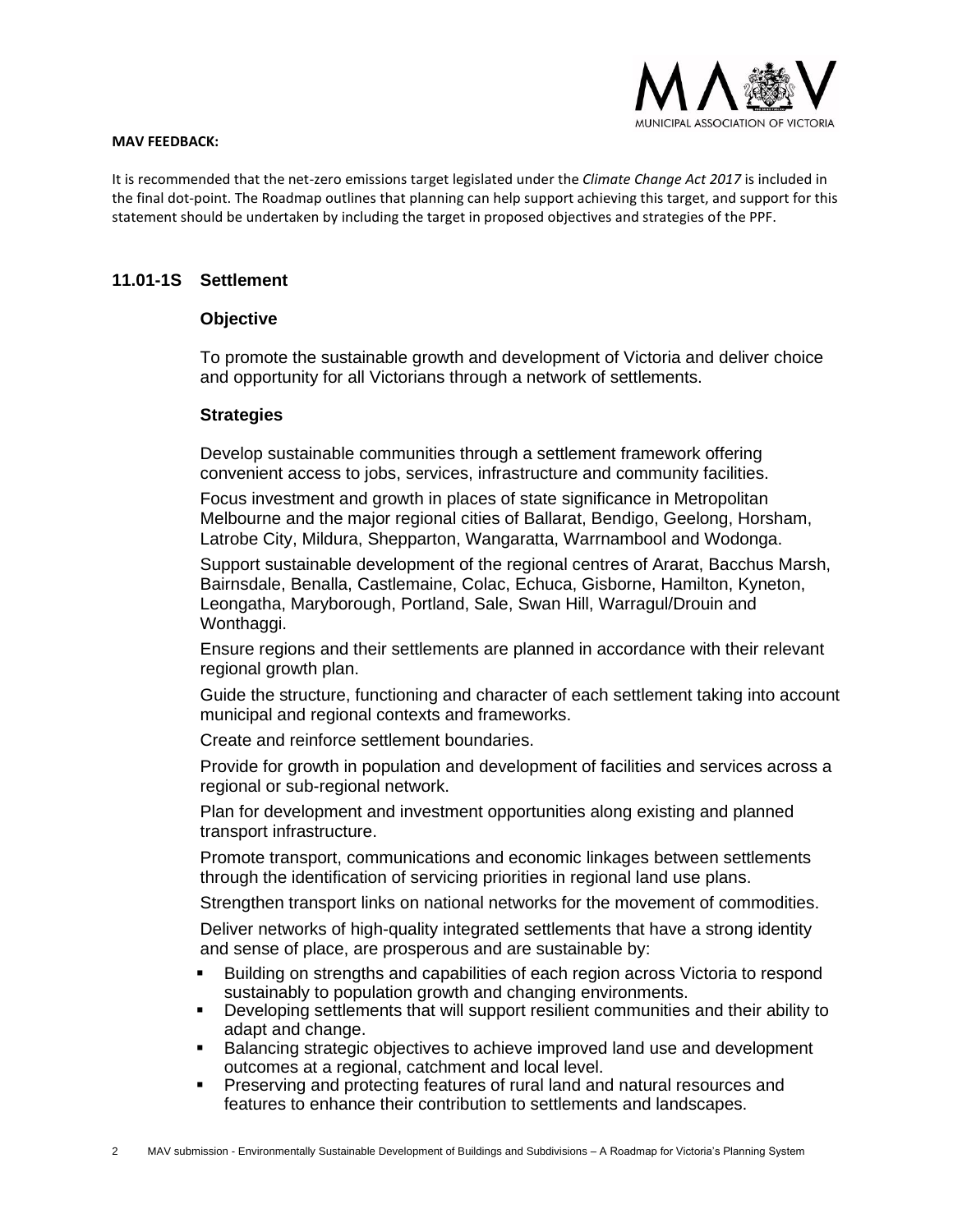**MAV FEEDBACK:**

It is recommended that the net-zero emissions target legislated under the *Climate Change Act 2017* is included in the final dot-point. The Roadmap outlines that planning can help support achieving this target, and support for this statement should be undertaken by including the target in proposed objectives and strategies of the PPF.

## 11.01-1S Settlement

### Objective

To promote the sustainable growth and development of Victoria and deliver choice and opportunity for all Victorians through a network of settlements.

### Strategies

Develop sustainable communities through a settlement framework offering convenient access to jobs, services, infrastructure and community facilities.

Focus investment and growth in places of state significance in Metropolitan Melbourne and the major regional cities of Ballarat, Bendigo, Geelong, Horsham, Latrobe City, Mildura, Shepparton, Wangaratta, Warrnambool and Wodonga.

Support sustainable development of the regional centres of Ararat, Bacchus Marsh, Bairnsdale, Benalla, Castlemaine, Colac, Echuca, Gisborne, Hamilton, Kyneton, Leongatha, Maryborough, Portland, Sale, Swan Hill, Warragul/Drouin and Wonthaggi.

Ensure regions and their settlements are planned in accordance with their relevant regional growth plan.

Guide the structure, functioning and character of each settlement taking into account municipal and regional contexts and frameworks.

Create and reinforce settlement boundaries.

Provide for growth in population and development of facilities and services across a regional or sub-regional network.

Plan for development and investment opportunities along existing and planned transport infrastructure.

Promote transport, communications and economic linkages between settlements through the identification of servicing priorities in regional land use plans.

Strengthen transport links on national networks for the movement of commodities.

Deliver networks of high-quality integrated settlements that have a strong identity and sense of place, are prosperous and are sustainable by:

- Building on strengths and capabilities of each region across Victoria to respond sustainably to population growth and changing environments.
- Developing settlements that will support resilient communities and their ability to adapt and change.
- Balancing strategic objectives to achieve improved land use and development outcomes at a regional, catchment and local level.
- Preserving and protecting features of rural land and natural resources and features to enhance their contribution to settlements and landscapes.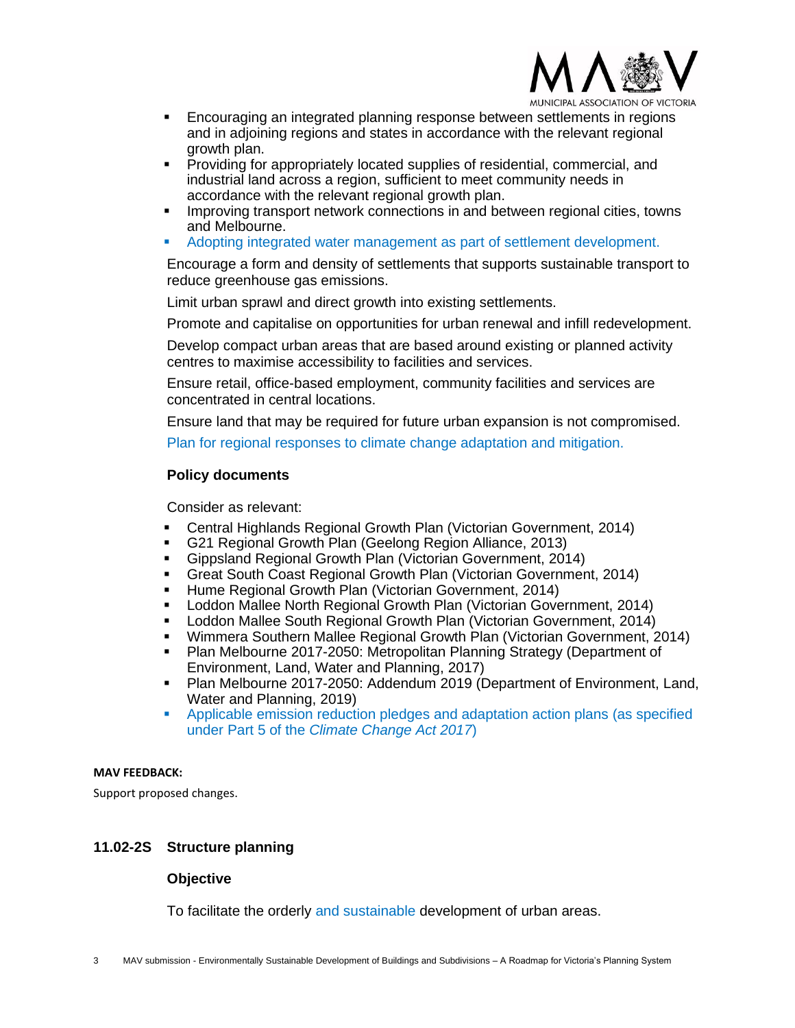- Encouraging an integrated planning response between settlements in regions and in adjoining regions and states in accordance with the relevant regional growth plan.
- Providing for appropriately located supplies of residential, commercial, and industrial land across a region, sufficient to meet community needs in accordance with the relevant regional growth plan.
- Improving transport network connections in and between regional cities, towns and Melbourne.
- Adopting integrated water management as part of settlement development.

Encourage a form and density of settlements that supports sustainable transport to reduce greenhouse gas emissions.

Limit urban sprawl and direct growth into existing settlements.

Promote and capitalise on opportunities for urban renewal and infill redevelopment.

Develop compact urban areas that are based around existing or planned activity centres to maximise accessibility to facilities and services.

Ensure retail, office-based employment, community facilities and services are concentrated in central locations.

Ensure land that may be required for future urban expansion is not compromised.

Plan for regional responses to climate change adaptation and mitigation.

**Policy documents**

Consider as relevant:

- Central Highlands Regional Growth Plan (Victorian Government, 2014)
- G21 Regional Growth Plan (Geelong Region Alliance, 2013)
- Gippsland Regional Growth Plan (Victorian Government, 2014)
- Great South Coast Regional Growth Plan (Victorian Government, 2014)
- Hume Regional Growth Plan (Victorian Government, 2014)
- Loddon Mallee North Regional Growth Plan (Victorian Government, 2014)
- Loddon Mallee South Regional Growth Plan (Victorian Government, 2014)
- Wimmera Southern Mallee Regional Growth Plan (Victorian Government, 2014)
- Plan Melbourne 2017-2050: Metropolitan Planning Strategy (Department of Environment, Land, Water and Planning, 2017)
- Plan Melbourne 2017-2050: Addendum 2019 (Department of Environment, Land, Water and Planning, 2019)
- Applicable emission reduction pledges and adaptation action plans (as specified under Part 5 of the *Climate Change Act 2017*)

**MAV FEEDBACK:**

Support proposed changes.

### 11.02-2S Structure planning

**Objective**

To facilitate the orderly and sustainable development of urban areas.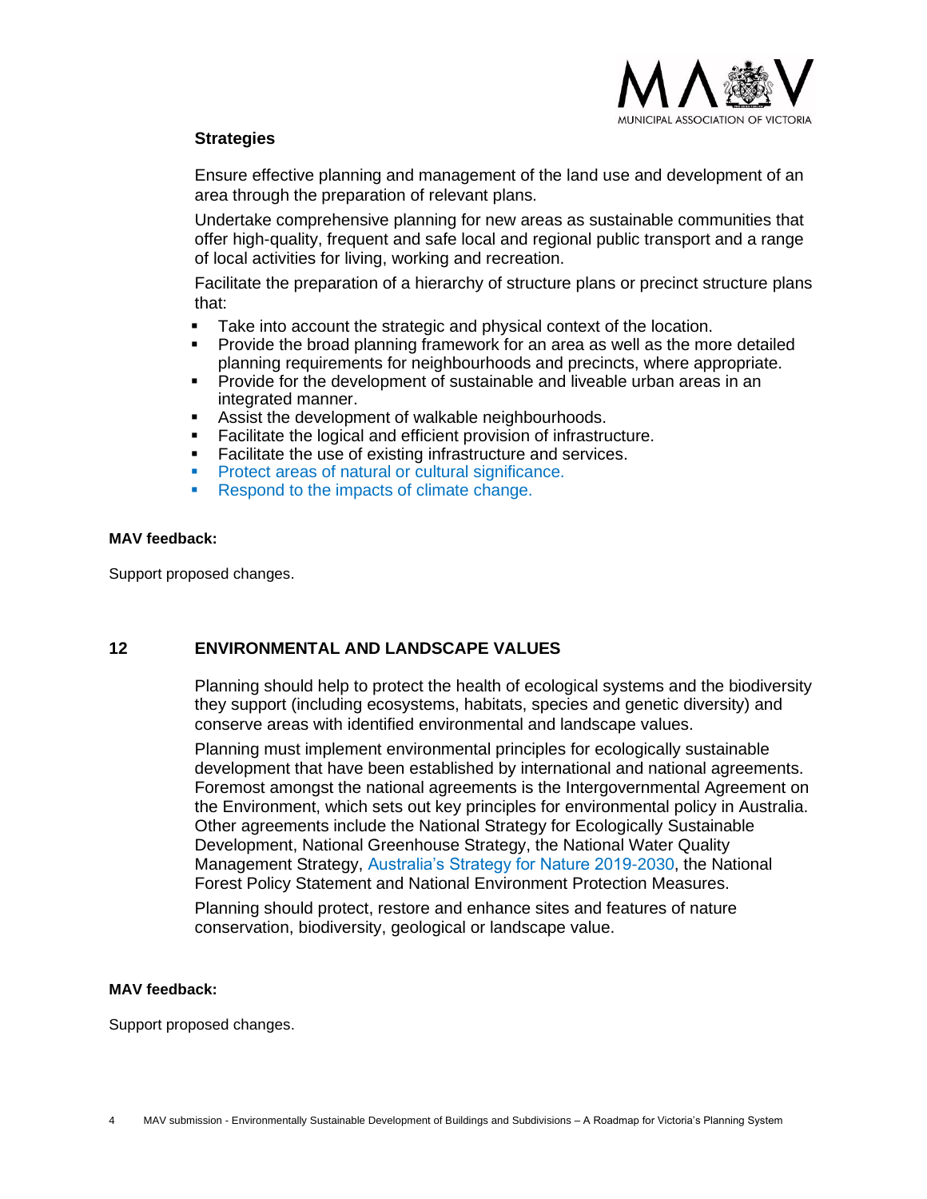### Strategies

Ensure effective planning and management of the land use and development of an area through the preparation of relevant plans.

Undertake comprehensive planning for new areas as sustainable communities that offer high-quality, frequent and safe local and regional public transport and a range of local activities for living, working and recreation.

Facilitate the preparation of a hierarchy of structure plans or precinct structure plans that:

- Take into account the strategic and physical context of the location.
- Provide the broad planning framework for an area as well as the more detailed planning requirements for neighbourhoods and precincts, where appropriate.
- Provide for the development of sustainable and liveable urban areas in an integrated manner.
- Assist the development of walkable neighbourhoods.
- Facilitate the logical and efficient provision of infrastructure.
- Facilitate the use of existing infrastructure and services.
- Protect areas of natural or cultural significance.
- Respond to the impacts of climate change.

**MAV feedback:**

Support proposed changes.

## 12 ENVIRONMENTAL AND LANDSCAPE VALUES

Planning should help to protect the health of ecological systems and the biodiversity they support (including ecosystems, habitats, species and genetic diversity) and conserve areas with identified environmental and landscape values.

Planning must implement environmental principles for ecologically sustainable development that have been established by international and national agreements. Foremost amongst the national agreements is the Intergovernmental Agreement on the Environment, which sets out key principles for environmental policy in Australia. Other agreements include the National Strategy for Ecologically Sustainable Development, National Greenhouse Strategy, the National Water Quality Management Strategy, Australia's Strategy for Nature 2019-2030, the National Forest Policy Statement and National Environment Protection Measures.

Planning should protect, restore and enhance sites and features of nature conservation, biodiversity, geological or landscape value.

**MAV feedback:**

Support proposed changes.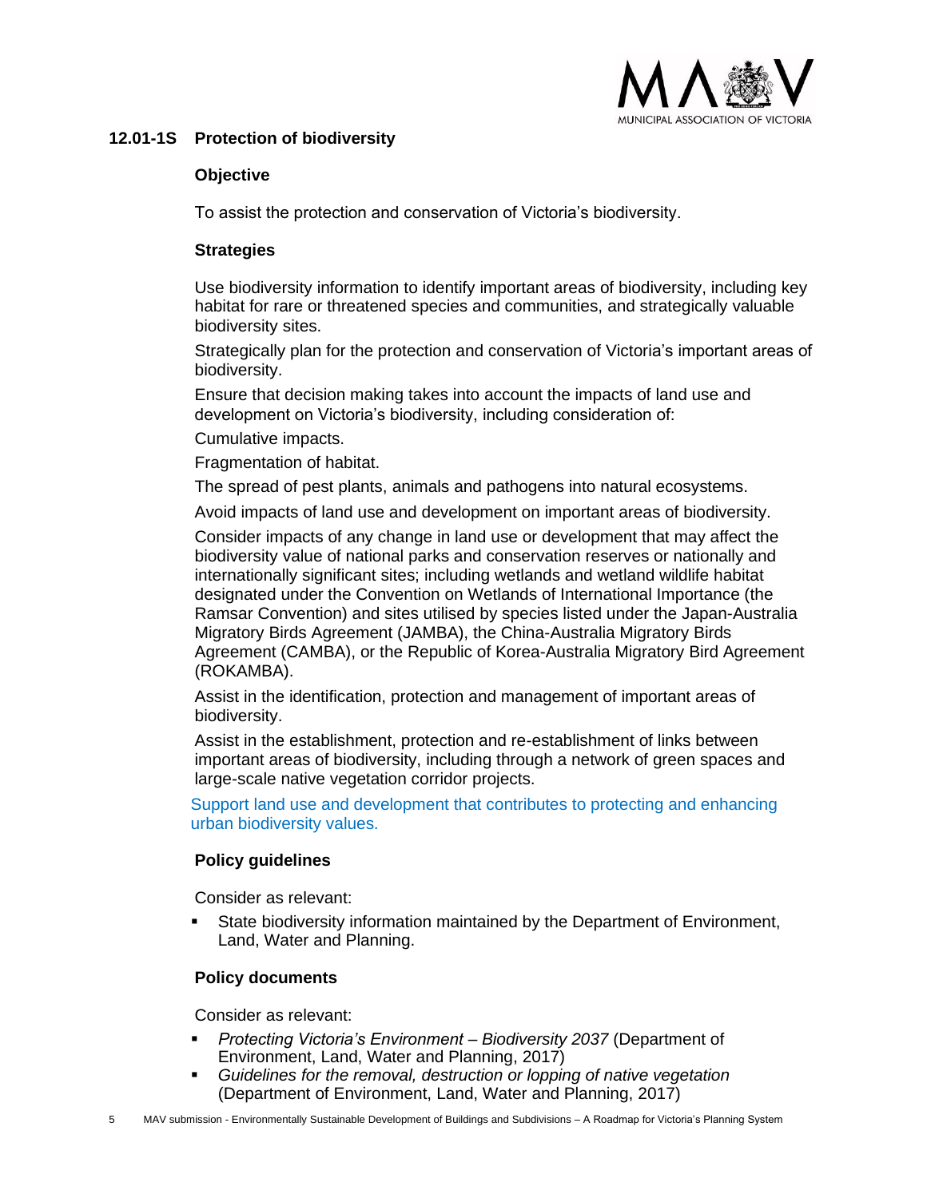### 12.01-1S Protection of biodiversity

**Objective**

To assist the protection and conservation of Victoria's biodiversity.

**Strategies**

Use biodiversity information to identify important areas of biodiversity, including key habitat for rare or threatened species and communities, and strategically valuable biodiversity sites.

Strategically plan for the protection and conservation of Victoria's important areas of biodiversity.

Ensure that decision making takes into account the impacts of land use and development on Victoria's biodiversity, including consideration of:

Cumulative impacts.

Fragmentation of habitat.

The spread of pest plants, animals and pathogens into natural ecosystems.

Avoid impacts of land use and development on important areas of biodiversity.

Consider impacts of any change in land use or development that may affect the biodiversity value of national parks and conservation reserves or nationally and internationally significant sites; including wetlands and wetland wildlife habitat designated under the Convention on Wetlands of International Importance (the Ramsar Convention) and sites utilised by species listed under the Japan-Australia Migratory Birds Agreement (JAMBA), the China-Australia Migratory Birds Agreement (CAMBA), or the Republic of Korea-Australia Migratory Bird Agreement (ROKAMBA).

Assist in the identification, protection and management of important areas of biodiversity.

Assist in the establishment, protection and re-establishment of links between important areas of biodiversity, including through a network of green spaces and large-scale native vegetation corridor projects.

Support land use and development that contributes to protecting and enhancing urban biodiversity values.

**Policy guidelines**

Consider as relevant:

- State biodiversity information maintained by the Department of Environment, Land, Water and Planning.

**Policy documents**

Consider as relevant:

- *Protecting Victoria's Environment – Biodiversity 2037* (Department of Environment, Land, Water and Planning, 2017)
- *Guidelines for the removal, destruction or lopping of native vegetation* (Department of Environment, Land, Water and Planning, 2017)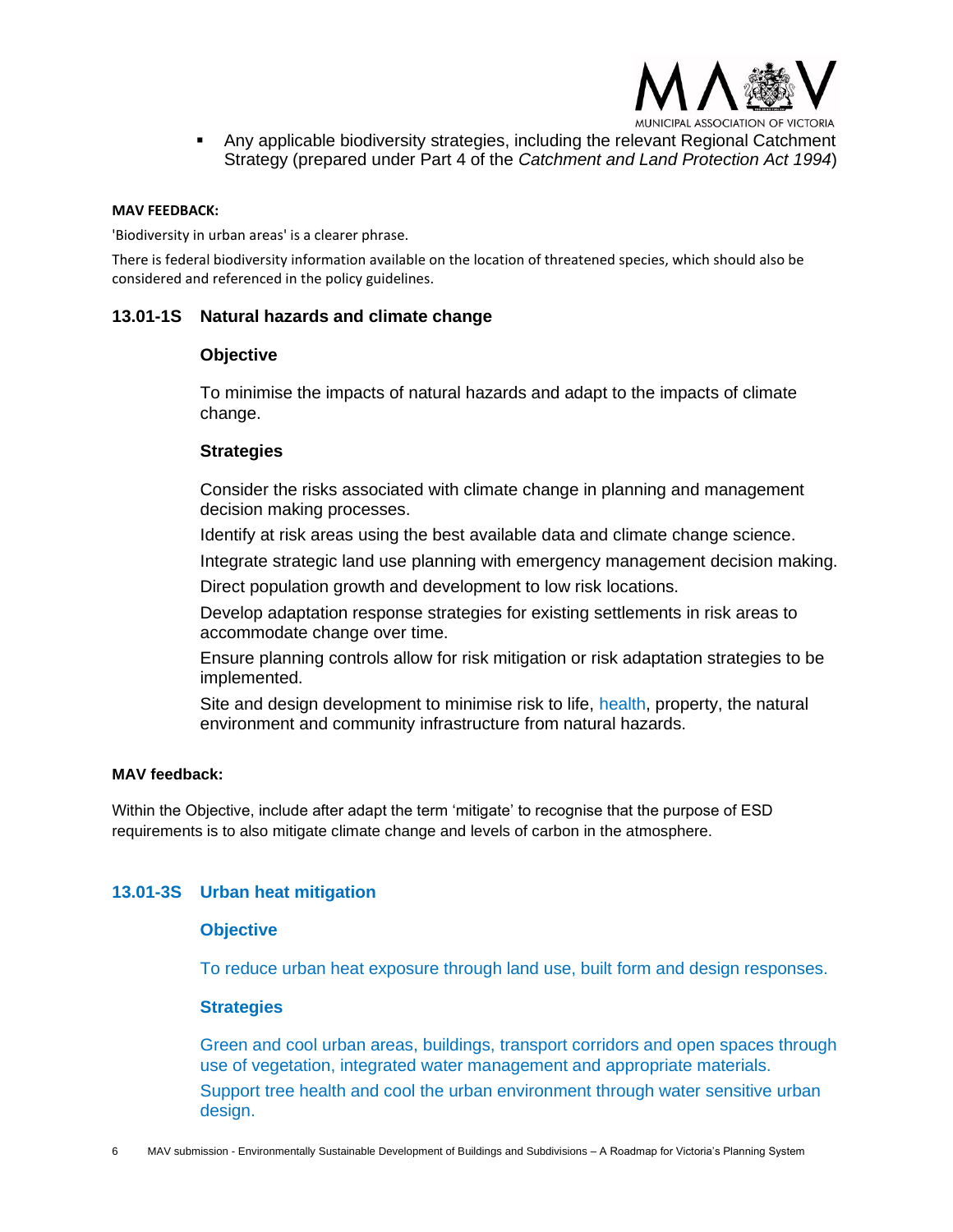- Any applicable biodiversity strategies, including the relevant Regional Catchment Strategy (prepared under Part 4 of the *Catchment and Land Protection Act 1994*)

**MAV FEEDBACK:**

'Biodiversity in urban areas' is a clearer phrase.

There is federal biodiversity information available on the location of threatened species, which should also be considered and referenced in the policy guidelines.

### 13.01-1S Natural hazards and climate change

**Objective**

To minimise the impacts of natural hazards and adapt to the impacts of climate change.

**Strategies**

Consider the risks associated with climate change in planning and management decision making processes.

Identify at risk areas using the best available data and climate change science.

Integrate strategic land use planning with emergency management decision making.

Direct population growth and development to low risk locations.

Develop adaptation response strategies for existing settlements in risk areas to accommodate change over time.

Ensure planning controls allow for risk mitigation or risk adaptation strategies to be implemented.

Site and design development to minimise risk to life, health, property, the natural environment and community infrastructure from natural hazards.

**MAV feedback:**

Within the Objective, include after adapt the term 'mitigate' to recognise that the purpose of ESD requirements is to also mitigate climate change and levels of carbon in the atmosphere.

### 13.01-3S Urban heat mitigation

**Objective**

To reduce urban heat exposure through land use, built form and design responses.

**Strategies**

Green and cool urban areas, buildings, transport corridors and open spaces through use of vegetation, integrated water management and appropriate materials.

Support tree health and cool the urban environment through water sensitive urban design.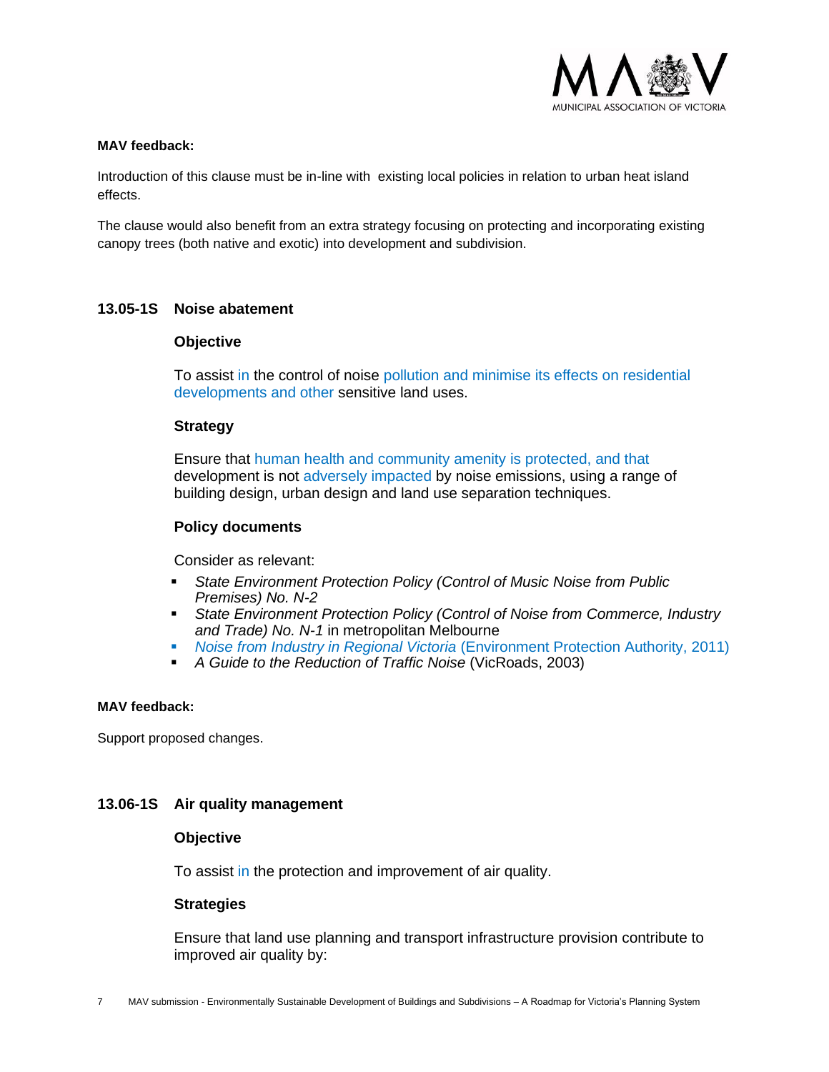**MAV feedback:**

Introduction of this clause must be in-line with existing local policies in relation to urban heat island effects.

The clause would also benefit from an extra strategy focusing on protecting and incorporating existing canopy trees (both native and exotic) into development and subdivision.

## 13.05-1S Noise abatement

### Objective

To assist in the control of noise pollution and minimise its effects on residential developments and other sensitive land uses.

### Strategy

Ensure that human health and community amenity is protected, and that development is not adversely impacted by noise emissions, using a range of building design, urban design and land use separation techniques.

### Policy documents

Consider as relevant:

- *State Environment Protection Policy (Control of Music Noise from Public Premises) No. N-2*
- *State Environment Protection Policy (Control of Noise from Commerce, Industry and Trade) No. N-1* in metropolitan Melbourne
- *Noise from Industry in Regional Victoria* (Environment Protection Authority, 2011)
- *A Guide to the Reduction of Traffic Noise* (VicRoads, 2003)

**MAV feedback:**

Support proposed changes.

## 13.06-1S Air quality management

### Objective

To assist in the protection and improvement of air quality.

### Strategies

Ensure that land use planning and transport infrastructure provision contribute to improved air quality by: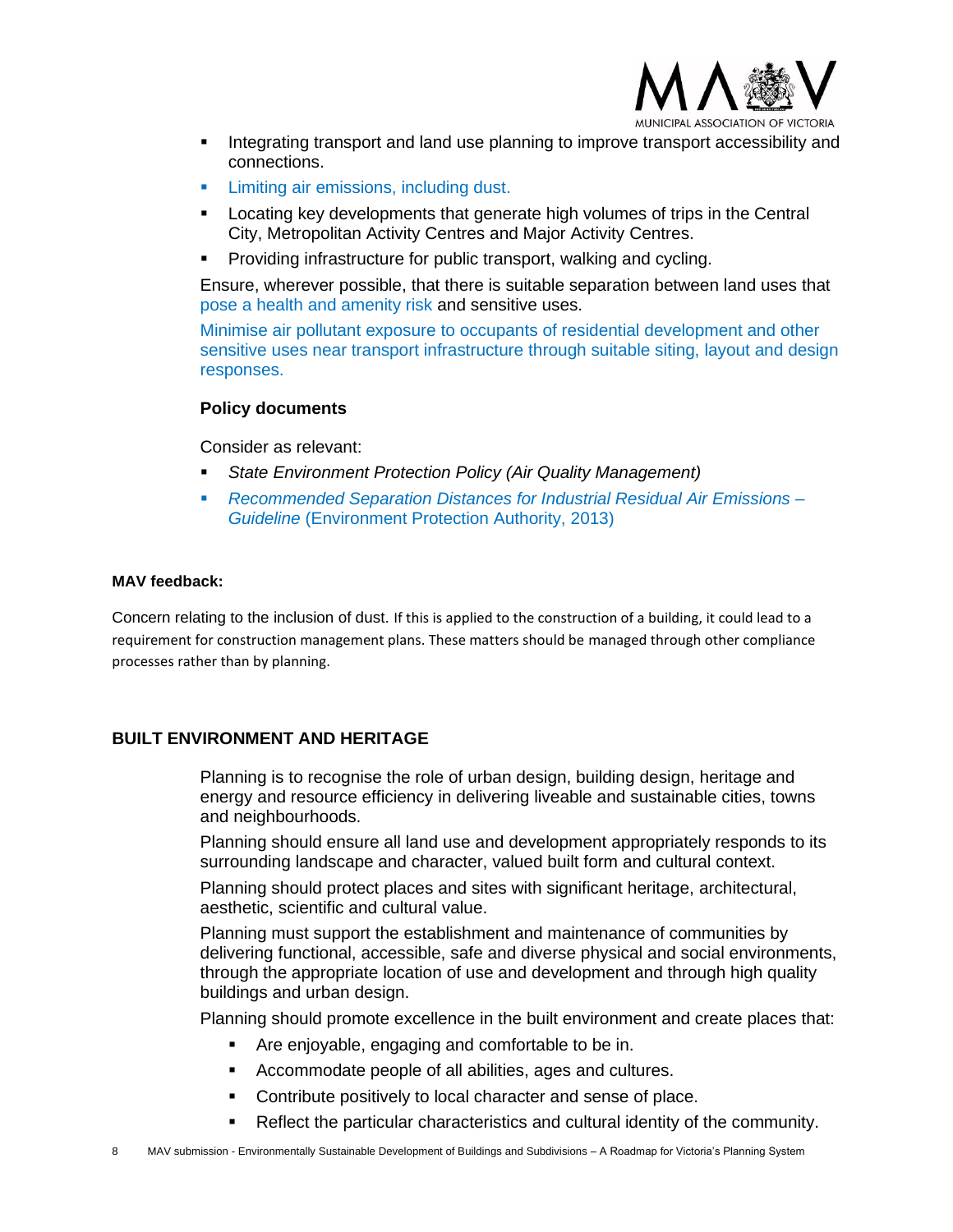- Integrating transport and land use planning to improve transport accessibility and connections.
- Limiting air emissions, including dust.
- Locating key developments that generate high volumes of trips in the Central City, Metropolitan Activity Centres and Major Activity Centres.
- Providing infrastructure for public transport, walking and cycling.

Ensure, wherever possible, that there is suitable separation between land uses that pose a health and amenity risk and sensitive uses.

Minimise air pollutant exposure to occupants of residential development and other sensitive uses near transport infrastructure through suitable siting, layout and design responses.

**Policy documents**

Consider as relevant:

- *State Environment Protection Policy (Air Quality Management)*
- *Recommended Separation Distances for Industrial Residual Air Emissions – Guideline* (Environment Protection Authority, 2013)

**MAV feedback:**

Concern relating to the inclusion of dust. If this is applied to the construction of a building, it could lead to a requirement for construction management plans. These matters should be managed through other compliance processes rather than by planning.

## BUILT ENVIRONMENT AND HERITAGE

Planning is to recognise the role of urban design, building design, heritage and energy and resource efficiency in delivering liveable and sustainable cities, towns and neighbourhoods.

Planning should ensure all land use and development appropriately responds to its surrounding landscape and character, valued built form and cultural context.

Planning should protect places and sites with significant heritage, architectural, aesthetic, scientific and cultural value.

Planning must support the establishment and maintenance of communities by delivering functional, accessible, safe and diverse physical and social environments, through the appropriate location of use and development and through high quality buildings and urban design.

Planning should promote excellence in the built environment and create places that:

- Are enjoyable, engaging and comfortable to be in.
- Accommodate people of all abilities, ages and cultures.
- Contribute positively to local character and sense of place.
- Reflect the particular characteristics and cultural identity of the community.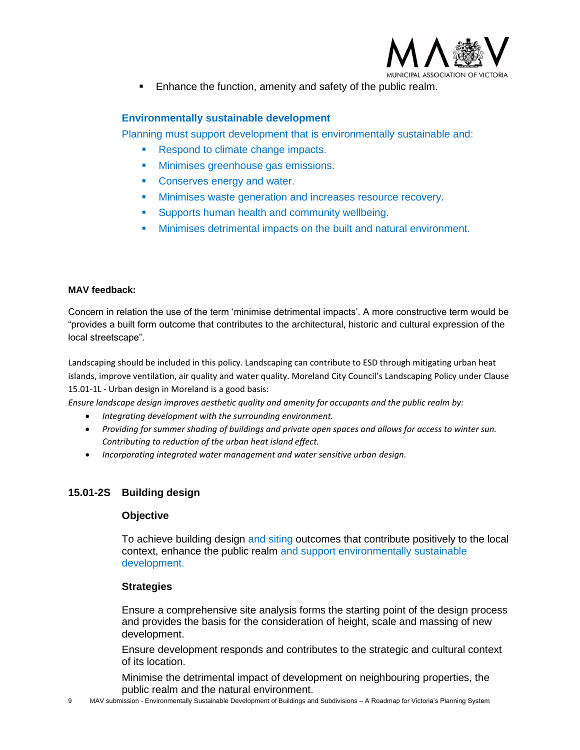- Enhance the function, amenity and safety of the public realm.

**Environmentally sustainable development**

Planning must support development that is environmentally sustainable and:

- Respond to climate change impacts.
- Minimises greenhouse gas emissions.
- Conserves energy and water.
- Minimises waste generation and increases resource recovery.
- Supports human health and community wellbeing.
- Minimises detrimental impacts on the built and natural environment.

**MAV feedback:**

Concern in relation the use of the term 'minimise detrimental impacts'. A more constructive term would be "provides a built form outcome that contributes to the architectural, historic and cultural expression of the local streetscape".

Landscaping should be included in this policy. Landscaping can contribute to ESD through mitigating urban heat islands, improve ventilation, air quality and water quality. Moreland City Council's Landscaping Policy under Clause 15.01-1L - Urban design in Moreland is a good basis:

*Ensure landscape design improves aesthetic quality and amenity for occupants and the public realm by:*

- *Integrating development with the surrounding environment.*
- *Providing for summer shading of buildings and private open spaces and allows for access to winter sun. Contributing to reduction of the urban heat island effect.*
- *Incorporating integrated water management and water sensitive urban design.*

## 15.01-2S Building design

### Objective

To achieve building design and siting outcomes that contribute positively to the local context, enhance the public realm and support environmentally sustainable development.

### Strategies

Ensure a comprehensive site analysis forms the starting point of the design process and provides the basis for the consideration of height, scale and massing of new development.

Ensure development responds and contributes to the strategic and cultural context of its location.

Minimise the detrimental impact of development on neighbouring properties, the public realm and the natural environment.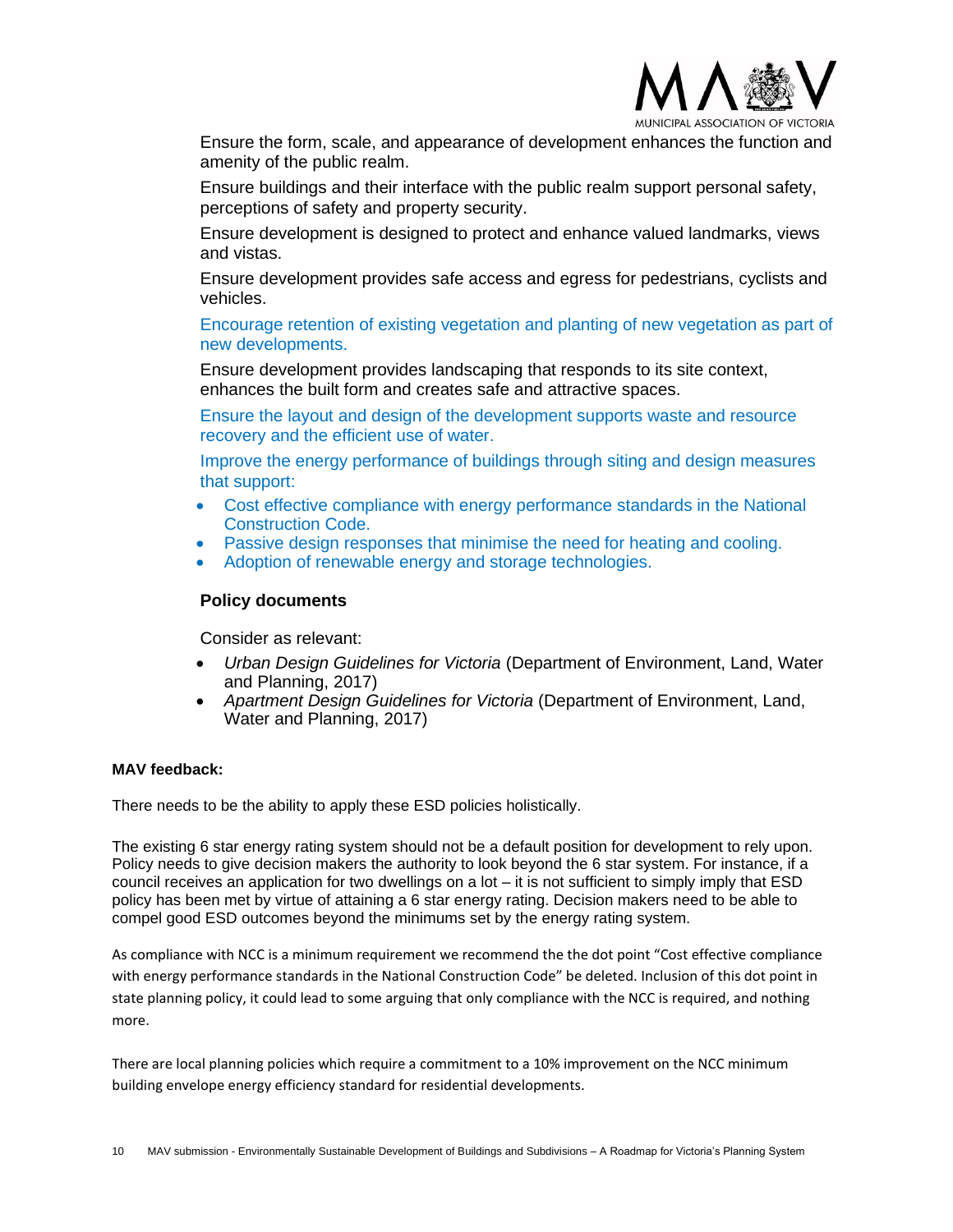Ensure the form, scale, and appearance of development enhances the function and amenity of the public realm.

Ensure buildings and their interface with the public realm support personal safety, perceptions of safety and property security.

Ensure development is designed to protect and enhance valued landmarks, views and vistas.

Ensure development provides safe access and egress for pedestrians, cyclists and vehicles.

Encourage retention of existing vegetation and planting of new vegetation as part of new developments.

Ensure development provides landscaping that responds to its site context, enhances the built form and creates safe and attractive spaces.

Ensure the layout and design of the development supports waste and resource recovery and the efficient use of water.

Improve the energy performance of buildings through siting and design measures that support:

- Cost effective compliance with energy performance standards in the National Construction Code.
- Passive design responses that minimise the need for heating and cooling.
- Adoption of renewable energy and storage technologies.

**Policy documents**

Consider as relevant:

- *Urban Design Guidelines for Victoria* (Department of Environment, Land, Water and Planning, 2017)
- *Apartment Design Guidelines for Victoria* (Department of Environment, Land, Water and Planning, 2017)

**MAV feedback:**

There needs to be the ability to apply these ESD policies holistically.

The existing 6 star energy rating system should not be a default position for development to rely upon. Policy needs to give decision makers the authority to look beyond the 6 star system. For instance, if a council receives an application for two dwellings on a lot – it is not sufficient to simply imply that ESD policy has been met by virtue of attaining a 6 star energy rating. Decision makers need to be able to compel good ESD outcomes beyond the minimums set by the energy rating system.

As compliance with NCC is a minimum requirement we recommend the the dot point "Cost effective compliance with energy performance standards in the National Construction Code" be deleted. Inclusion of this dot point in state planning policy, it could lead to some arguing that only compliance with the NCC is required, and nothing more.

There are local planning policies which require a commitment to a 10% improvement on the NCC minimum building envelope energy efficiency standard for residential developments.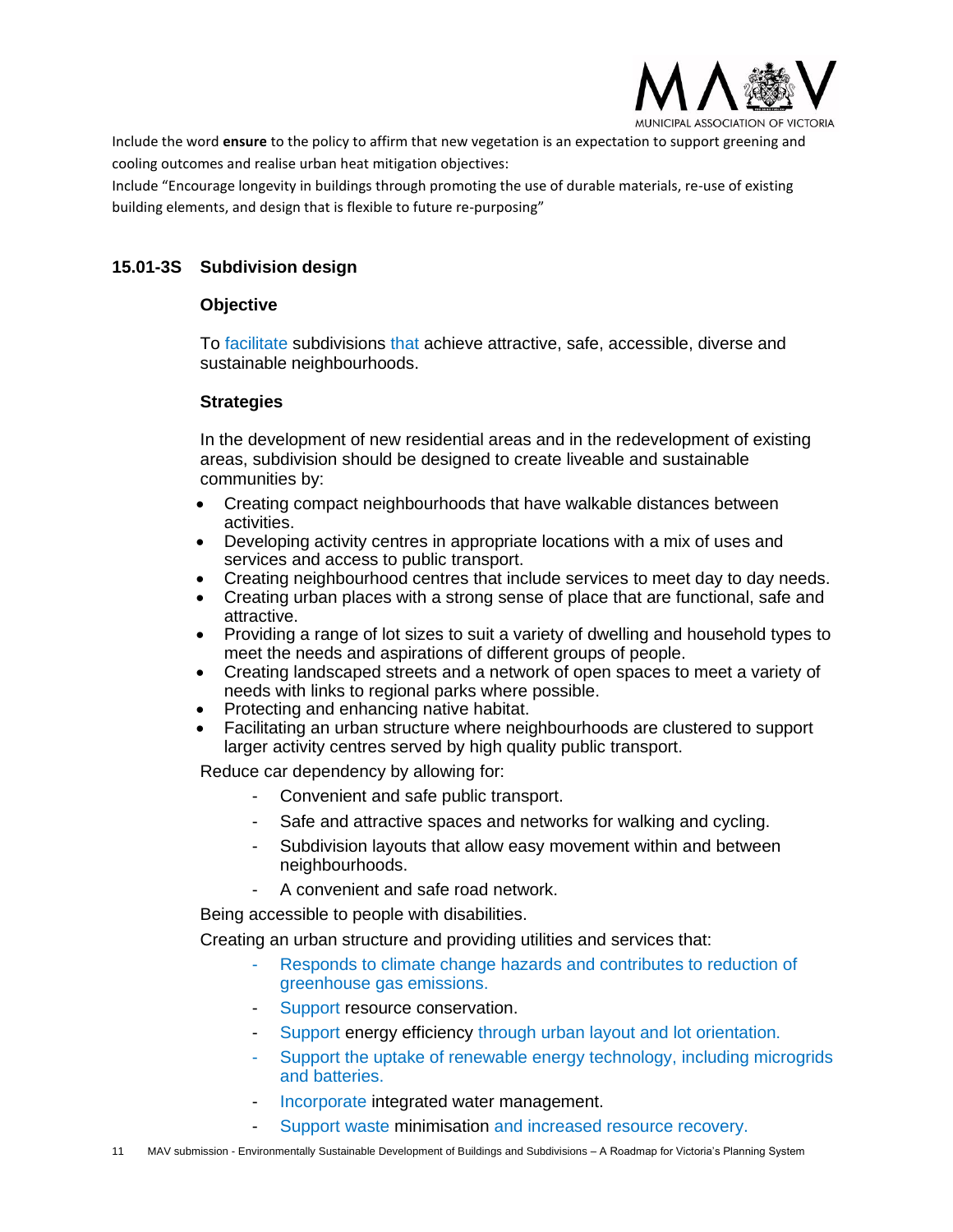Include the word **ensure** to the policy to affirm that new vegetation is an expectation to support greening and cooling outcomes and realise urban heat mitigation objectives:

Include "Encourage longevity in buildings through promoting the use of durable materials, re-use of existing building elements, and design that is flexible to future re-purposing"

## 15.01-3S Subdivision design

### Objective

To facilitate subdivisions that achieve attractive, safe, accessible, diverse and sustainable neighbourhoods.

### Strategies

In the development of new residential areas and in the redevelopment of existing areas, subdivision should be designed to create liveable and sustainable communities by:

- Creating compact neighbourhoods that have walkable distances between activities.
- Developing activity centres in appropriate locations with a mix of uses and services and access to public transport.
- Creating neighbourhood centres that include services to meet day to day needs.
- Creating urban places with a strong sense of place that are functional, safe and attractive.
- Providing a range of lot sizes to suit a variety of dwelling and household types to meet the needs and aspirations of different groups of people.
- Creating landscaped streets and a network of open spaces to meet a variety of needs with links to regional parks where possible.
- Protecting and enhancing native habitat.
- Facilitating an urban structure where neighbourhoods are clustered to support larger activity centres served by high quality public transport.

Reduce car dependency by allowing for:

- Convenient and safe public transport.
- Safe and attractive spaces and networks for walking and cycling.
- Subdivision layouts that allow easy movement within and between neighbourhoods.
- A convenient and safe road network.

Being accessible to people with disabilities.

Creating an urban structure and providing utilities and services that:

- Responds to climate change hazards and contributes to reduction of greenhouse gas emissions.
- Support resource conservation.
- Support energy efficiency through urban layout and lot orientation.
- Support the uptake of renewable energy technology, including microgrids and batteries.
- Incorporate integrated water management.
- Support waste minimisation and increased resource recovery.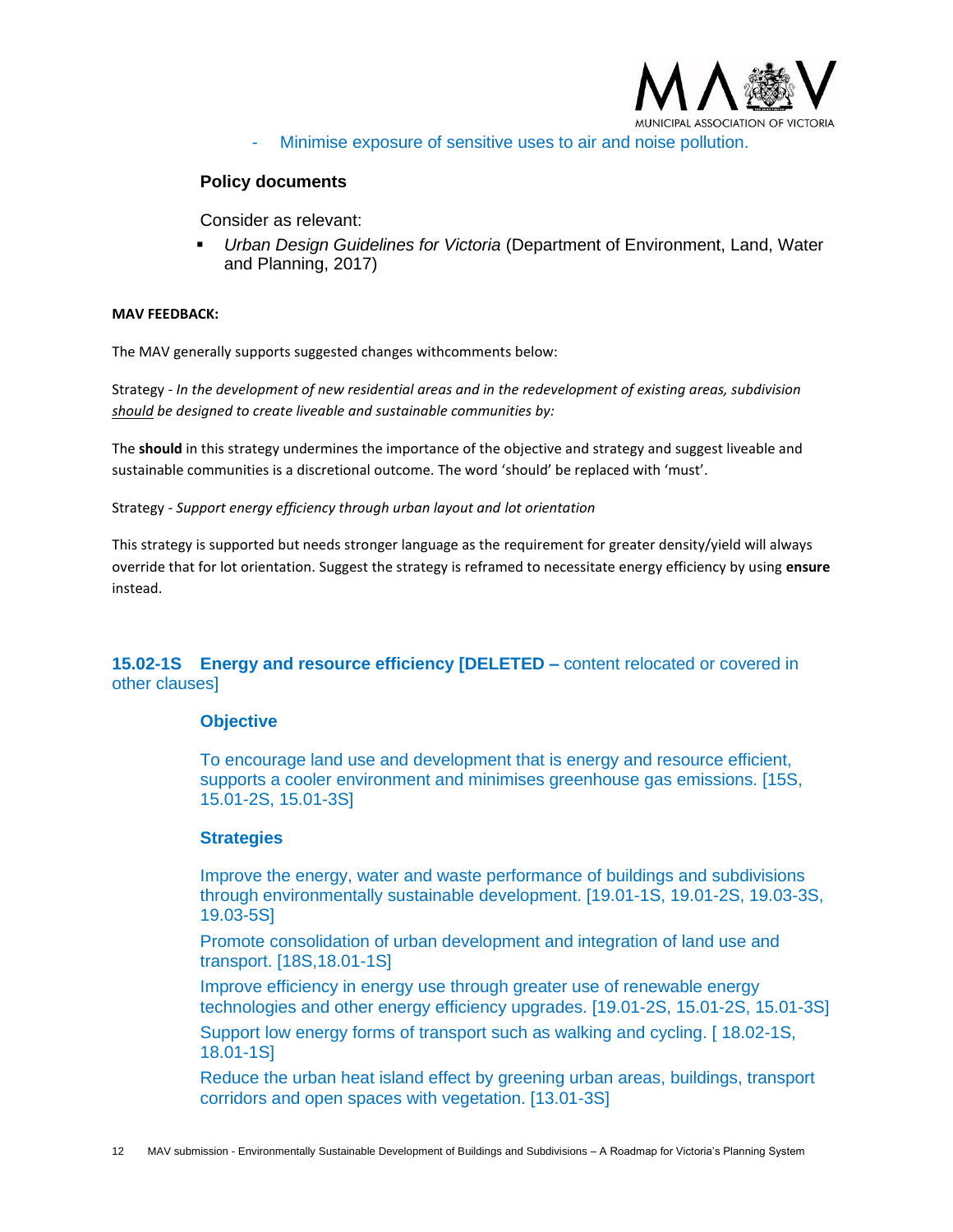- Minimise exposure of sensitive uses to air and noise pollution.

**Policy documents**

Consider as relevant:

- *Urban Design Guidelines for Victoria* (Department of Environment, Land, Water and Planning, 2017)

**MAV FEEDBACK:**

The MAV generally supports suggested changes withcomments below:

Strategy - *In the development of new residential areas and in the redevelopment of existing areas, subdivision* *<u>should</u>* *be designed to create liveable and sustainable communities by:*

The **should** in this strategy undermines the importance of the objective and strategy and suggest liveable and sustainable communities is a discretional outcome. The word 'should' be replaced with 'must'.

Strategy - *Support energy efficiency through urban layout and lot orientation*

This strategy is supported but needs stronger language as the requirement for greater density/yield will always override that for lot orientation. Suggest the strategy is reframed to necessitate energy efficiency by using **ensure** instead.

## 15.02-1S Energy and resource efficiency [DELETED – content relocated or covered in other clauses]

### Objective

To encourage land use and development that is energy and resource efficient, supports a cooler environment and minimises greenhouse gas emissions. [15S, 15.01-2S, 15.01-3S]

### Strategies

Improve the energy, water and waste performance of buildings and subdivisions through environmentally sustainable development. [19.01-1S, 19.01-2S, 19.03-3S, 19.03-5S]

Promote consolidation of urban development and integration of land use and transport. [18S,18.01-1S]

Improve efficiency in energy use through greater use of renewable energy technologies and other energy efficiency upgrades. [19.01-2S, 15.01-2S, 15.01-3S]

Support low energy forms of transport such as walking and cycling. [ 18.02-1S, 18.01-1S]

Reduce the urban heat island effect by greening urban areas, buildings, transport corridors and open spaces with vegetation. [13.01-3S]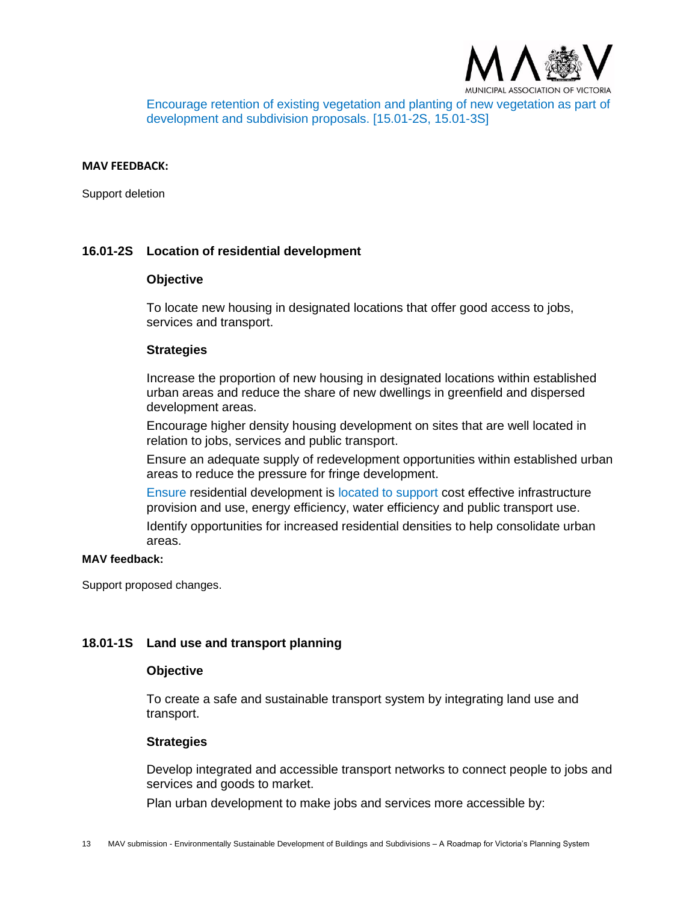Encourage retention of existing vegetation and planting of new vegetation as part of development and subdivision proposals. [15.01-2S, 15.01-3S]

**MAV FEEDBACK:**

Support deletion

## 16.01-2S Location of residential development

### Objective

To locate new housing in designated locations that offer good access to jobs, services and transport.

### Strategies

Increase the proportion of new housing in designated locations within established urban areas and reduce the share of new dwellings in greenfield and dispersed development areas.

Encourage higher density housing development on sites that are well located in relation to jobs, services and public transport.

Ensure an adequate supply of redevelopment opportunities within established urban areas to reduce the pressure for fringe development.

Ensure residential development is located to support cost effective infrastructure provision and use, energy efficiency, water efficiency and public transport use.

Identify opportunities for increased residential densities to help consolidate urban areas.

**MAV feedback:**

Support proposed changes.

## 18.01-1S Land use and transport planning

### Objective

To create a safe and sustainable transport system by integrating land use and transport.

### Strategies

Develop integrated and accessible transport networks to connect people to jobs and services and goods to market.

Plan urban development to make jobs and services more accessible by: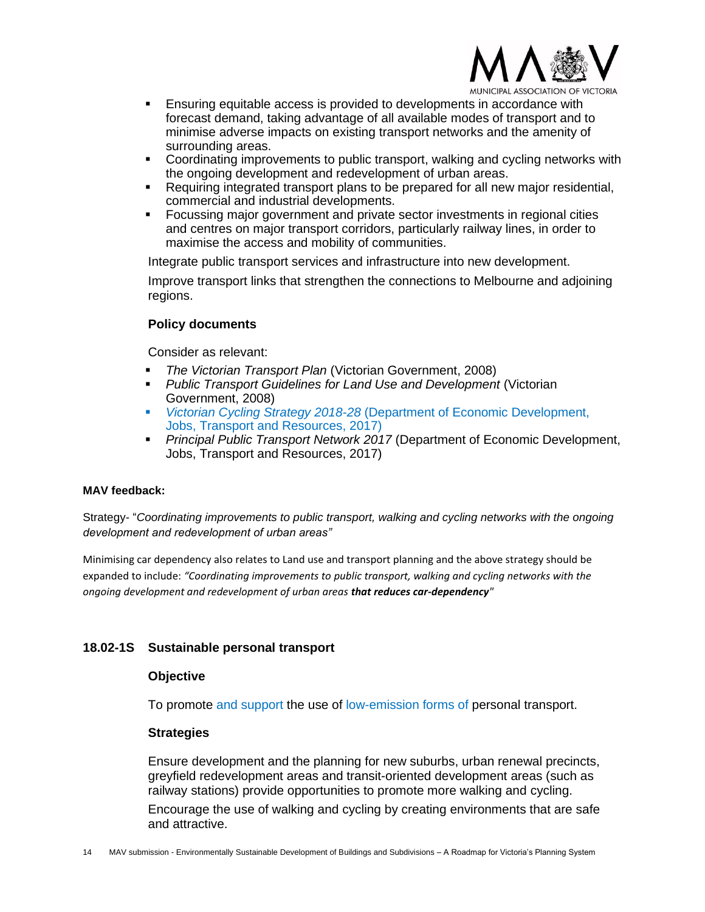- Ensuring equitable access is provided to developments in accordance with forecast demand, taking advantage of all available modes of transport and to minimise adverse impacts on existing transport networks and the amenity of surrounding areas.
- Coordinating improvements to public transport, walking and cycling networks with the ongoing development and redevelopment of urban areas.
- Requiring integrated transport plans to be prepared for all new major residential, commercial and industrial developments.
- Focussing major government and private sector investments in regional cities and centres on major transport corridors, particularly railway lines, in order to maximise the access and mobility of communities.

Integrate public transport services and infrastructure into new development.

Improve transport links that strengthen the connections to Melbourne and adjoining regions.

**Policy documents**

Consider as relevant:

- *The Victorian Transport Plan* (Victorian Government, 2008)
- *Public Transport Guidelines for Land Use and Development* (Victorian Government, 2008)
- *Victorian Cycling Strategy 2018-28* (Department of Economic Development, Jobs, Transport and Resources, 2017)
- *Principal Public Transport Network 2017* (Department of Economic Development, Jobs, Transport and Resources, 2017)

**MAV feedback:**

Strategy- "*Coordinating improvements to public transport, walking and cycling networks with the ongoing development and redevelopment of urban areas"*

Minimising car dependency also relates to Land use and transport planning and the above strategy should be expanded to include: *"Coordinating improvements to public transport, walking and cycling networks with the ongoing development and redevelopment of urban areas* ***that reduces car-dependency****"*

## 18.02-1S Sustainable personal transport

**Objective**

To promote and support the use of low-emission forms of personal transport.

**Strategies**

Ensure development and the planning for new suburbs, urban renewal precincts, greyfield redevelopment areas and transit-oriented development areas (such as railway stations) provide opportunities to promote more walking and cycling.

Encourage the use of walking and cycling by creating environments that are safe and attractive.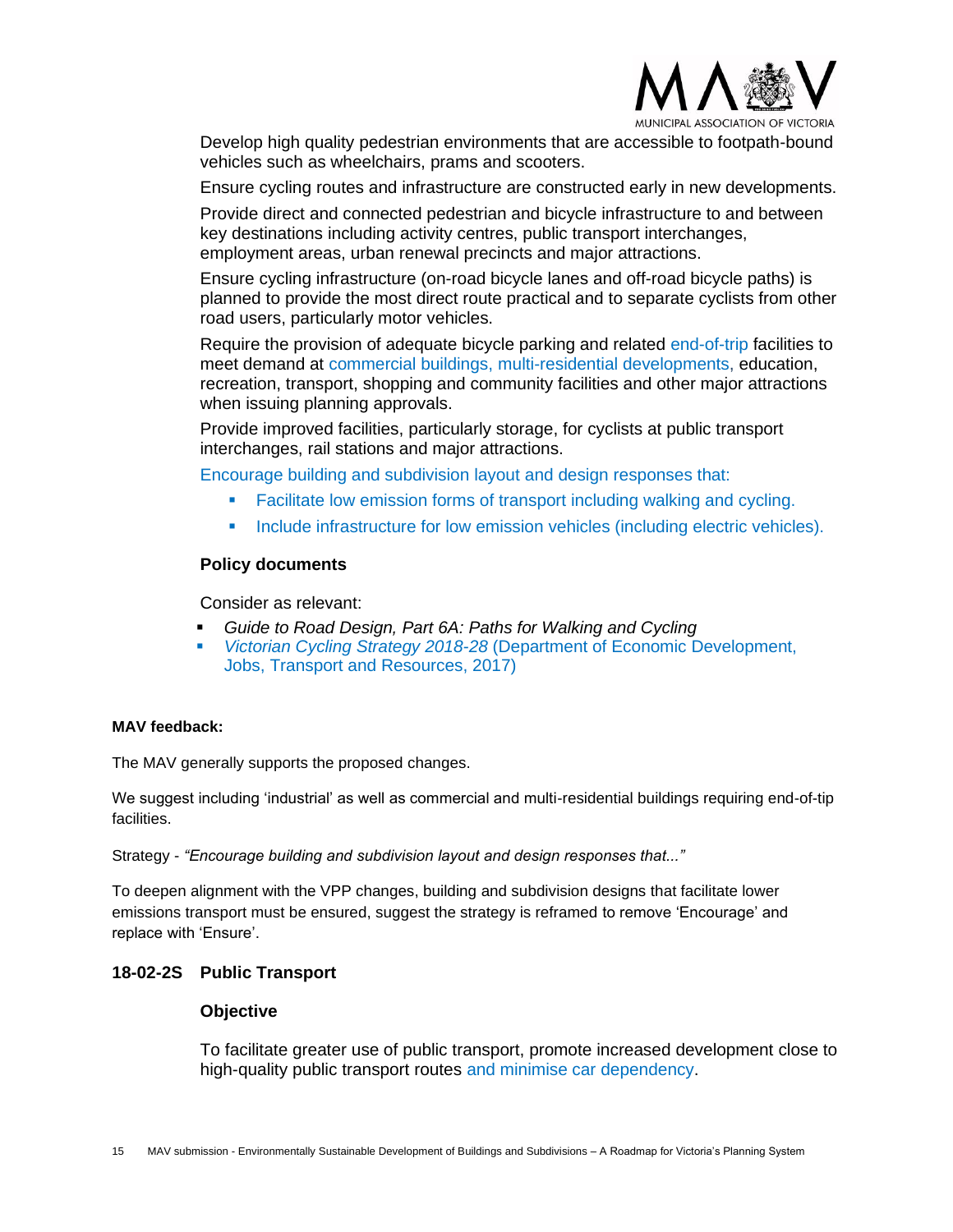Develop high quality pedestrian environments that are accessible to footpath-bound vehicles such as wheelchairs, prams and scooters.

Ensure cycling routes and infrastructure are constructed early in new developments.

Provide direct and connected pedestrian and bicycle infrastructure to and between key destinations including activity centres, public transport interchanges, employment areas, urban renewal precincts and major attractions.

Ensure cycling infrastructure (on-road bicycle lanes and off-road bicycle paths) is planned to provide the most direct route practical and to separate cyclists from other road users, particularly motor vehicles.

Require the provision of adequate bicycle parking and related end-of-trip facilities to meet demand at commercial buildings, multi-residential developments, education, recreation, transport, shopping and community facilities and other major attractions when issuing planning approvals.

Provide improved facilities, particularly storage, for cyclists at public transport interchanges, rail stations and major attractions.

Encourage building and subdivision layout and design responses that:

- Facilitate low emission forms of transport including walking and cycling.
- Include infrastructure for low emission vehicles (including electric vehicles).

**Policy documents**

Consider as relevant:

- *Guide to Road Design, Part 6A: Paths for Walking and Cycling*
- *Victorian Cycling Strategy 2018-28* (Department of Economic Development, Jobs, Transport and Resources, 2017)

**MAV feedback:**

The MAV generally supports the proposed changes.

We suggest including 'industrial' as well as commercial and multi-residential buildings requiring end-of-tip facilities.

Strategy - *"Encourage building and subdivision layout and design responses that..."*

To deepen alignment with the VPP changes, building and subdivision designs that facilitate lower emissions transport must be ensured, suggest the strategy is reframed to remove 'Encourage' and replace with 'Ensure'.

## 18-02-2S Public Transport

**Objective**

To facilitate greater use of public transport, promote increased development close to high-quality public transport routes and minimise car dependency.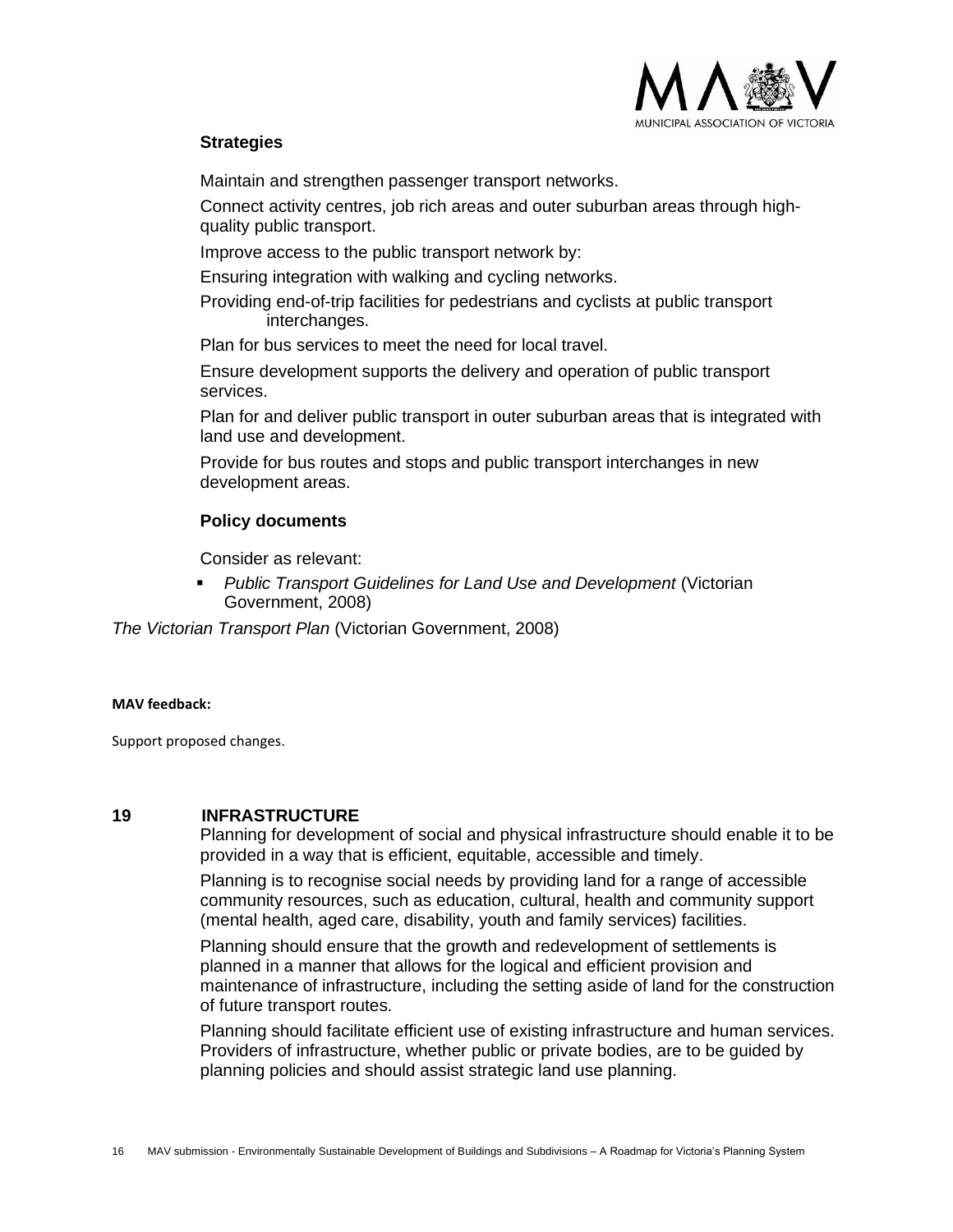**Strategies**

Maintain and strengthen passenger transport networks.

Connect activity centres, job rich areas and outer suburban areas through high-quality public transport.

Improve access to the public transport network by:

Ensuring integration with walking and cycling networks.

Providing end-of-trip facilities for pedestrians and cyclists at public transport interchanges.

Plan for bus services to meet the need for local travel.

Ensure development supports the delivery and operation of public transport services.

Plan for and deliver public transport in outer suburban areas that is integrated with land use and development.

Provide for bus routes and stops and public transport interchanges in new development areas.

**Policy documents**

Consider as relevant:

- *Public Transport Guidelines for Land Use and Development* (Victorian Government, 2008)

*The Victorian Transport Plan* (Victorian Government, 2008)

**MAV feedback:**

Support proposed changes.

## 19 INFRASTRUCTURE

Planning for development of social and physical infrastructure should enable it to be provided in a way that is efficient, equitable, accessible and timely.

Planning is to recognise social needs by providing land for a range of accessible community resources, such as education, cultural, health and community support (mental health, aged care, disability, youth and family services) facilities.

Planning should ensure that the growth and redevelopment of settlements is planned in a manner that allows for the logical and efficient provision and maintenance of infrastructure, including the setting aside of land for the construction of future transport routes.

Planning should facilitate efficient use of existing infrastructure and human services. Providers of infrastructure, whether public or private bodies, are to be guided by planning policies and should assist strategic land use planning.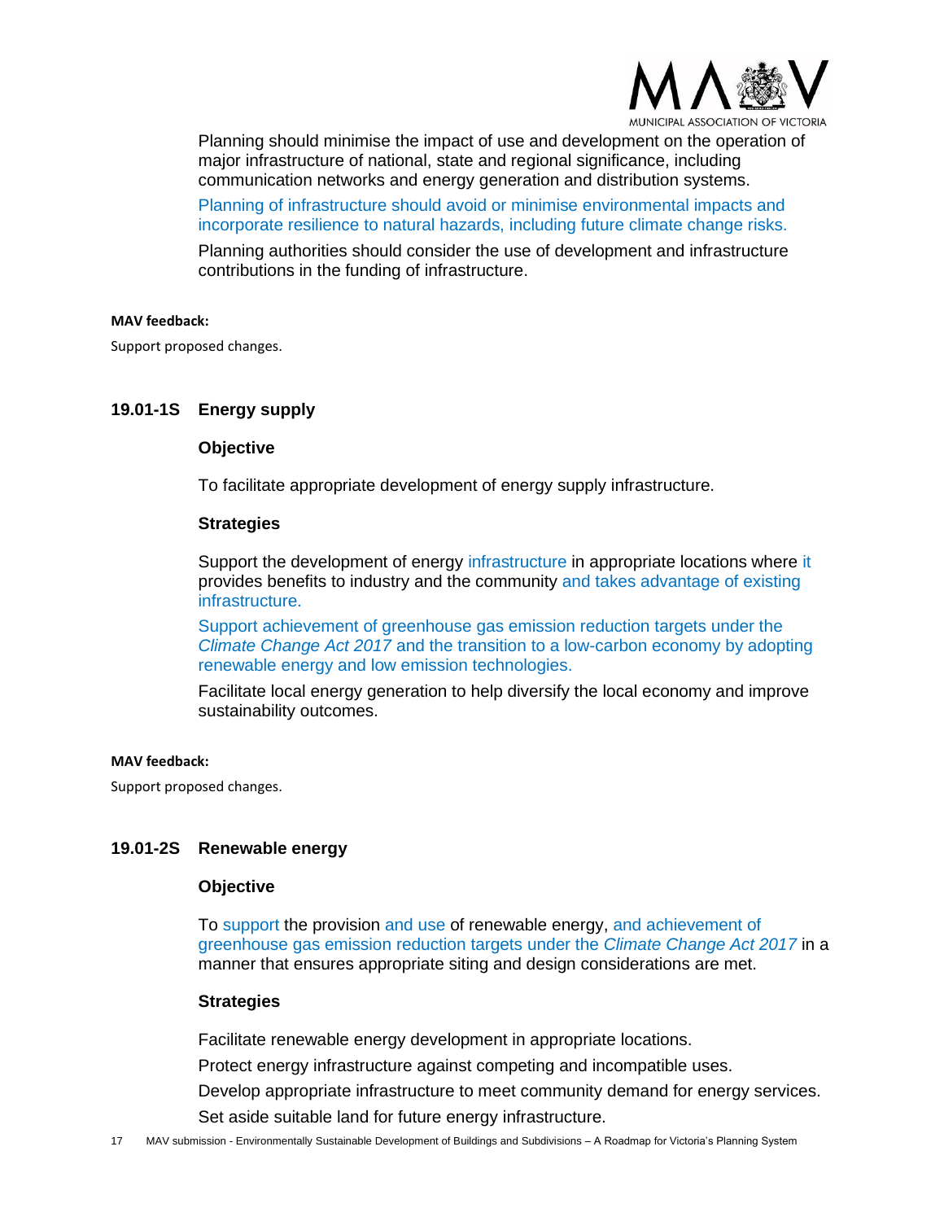Planning should minimise the impact of use and development on the operation of major infrastructure of national, state and regional significance, including communication networks and energy generation and distribution systems.

Planning of infrastructure should avoid or minimise environmental impacts and incorporate resilience to natural hazards, including future climate change risks.

Planning authorities should consider the use of development and infrastructure contributions in the funding of infrastructure.

**MAV feedback:**

Support proposed changes.

### 19.01-1S Energy supply

#### Objective

To facilitate appropriate development of energy supply infrastructure.

#### Strategies

Support the development of energy infrastructure in appropriate locations where it provides benefits to industry and the community and takes advantage of existing infrastructure.

Support achievement of greenhouse gas emission reduction targets under the *Climate Change Act 2017* and the transition to a low-carbon economy by adopting renewable energy and low emission technologies.

Facilitate local energy generation to help diversify the local economy and improve sustainability outcomes.

**MAV feedback:**

Support proposed changes.

### 19.01-2S Renewable energy

#### Objective

To support the provision and use of renewable energy, and achievement of greenhouse gas emission reduction targets under the *Climate Change Act 2017* in a manner that ensures appropriate siting and design considerations are met.

#### Strategies

Facilitate renewable energy development in appropriate locations.

Protect energy infrastructure against competing and incompatible uses.

Develop appropriate infrastructure to meet community demand for energy services.

Set aside suitable land for future energy infrastructure.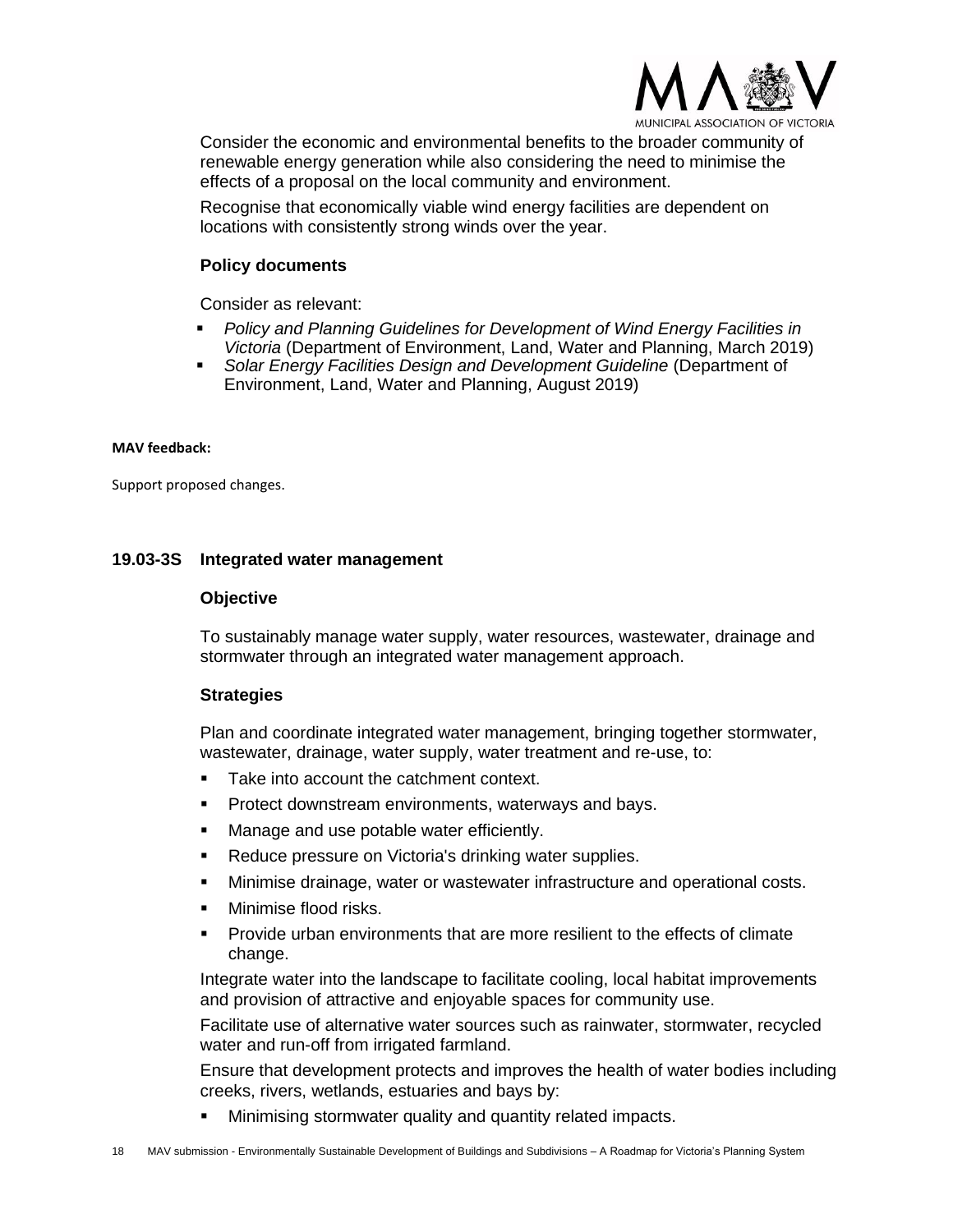Consider the economic and environmental benefits to the broader community of renewable energy generation while also considering the need to minimise the effects of a proposal on the local community and environment.

Recognise that economically viable wind energy facilities are dependent on locations with consistently strong winds over the year.

**Policy documents**

Consider as relevant:

- *Policy and Planning Guidelines for Development of Wind Energy Facilities in Victoria* (Department of Environment, Land, Water and Planning, March 2019)
- *Solar Energy Facilities Design and Development Guideline* (Department of Environment, Land, Water and Planning, August 2019)

**MAV feedback:**

Support proposed changes.

### 19.03-3S Integrated water management

**Objective**

To sustainably manage water supply, water resources, wastewater, drainage and stormwater through an integrated water management approach.

**Strategies**

Plan and coordinate integrated water management, bringing together stormwater, wastewater, drainage, water supply, water treatment and re-use, to:

- Take into account the catchment context.
- Protect downstream environments, waterways and bays.
- Manage and use potable water efficiently.
- Reduce pressure on Victoria's drinking water supplies.
- Minimise drainage, water or wastewater infrastructure and operational costs.
- Minimise flood risks.
- Provide urban environments that are more resilient to the effects of climate change.

Integrate water into the landscape to facilitate cooling, local habitat improvements and provision of attractive and enjoyable spaces for community use.

Facilitate use of alternative water sources such as rainwater, stormwater, recycled water and run-off from irrigated farmland.

Ensure that development protects and improves the health of water bodies including creeks, rivers, wetlands, estuaries and bays by:

- Minimising stormwater quality and quantity related impacts.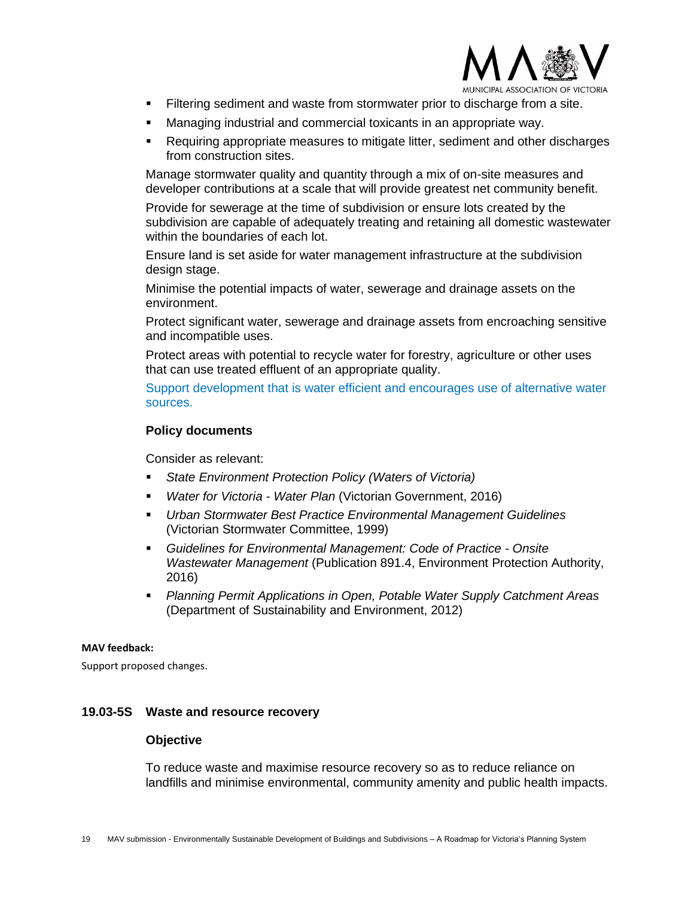- Filtering sediment and waste from stormwater prior to discharge from a site.
- Managing industrial and commercial toxicants in an appropriate way.
- Requiring appropriate measures to mitigate litter, sediment and other discharges from construction sites.

Manage stormwater quality and quantity through a mix of on-site measures and developer contributions at a scale that will provide greatest net community benefit.

Provide for sewerage at the time of subdivision or ensure lots created by the subdivision are capable of adequately treating and retaining all domestic wastewater within the boundaries of each lot.

Ensure land is set aside for water management infrastructure at the subdivision design stage.

Minimise the potential impacts of water, sewerage and drainage assets on the environment.

Protect significant water, sewerage and drainage assets from encroaching sensitive and incompatible uses.

Protect areas with potential to recycle water for forestry, agriculture or other uses that can use treated effluent of an appropriate quality.

Support development that is water efficient and encourages use of alternative water sources.

**Policy documents**

Consider as relevant:

- *State Environment Protection Policy (Waters of Victoria)*
- *Water for Victoria - Water Plan* (Victorian Government, 2016)
- *Urban Stormwater Best Practice Environmental Management Guidelines* (Victorian Stormwater Committee, 1999)
- *Guidelines for Environmental Management: Code of Practice - Onsite Wastewater Management* (Publication 891.4, Environment Protection Authority, 2016)
- *Planning Permit Applications in Open, Potable Water Supply Catchment Areas* (Department of Sustainability and Environment, 2012)

**MAV feedback:**

Support proposed changes.

### 19.03-5S Waste and resource recovery

**Objective**

To reduce waste and maximise resource recovery so as to reduce reliance on landfills and minimise environmental, community amenity and public health impacts.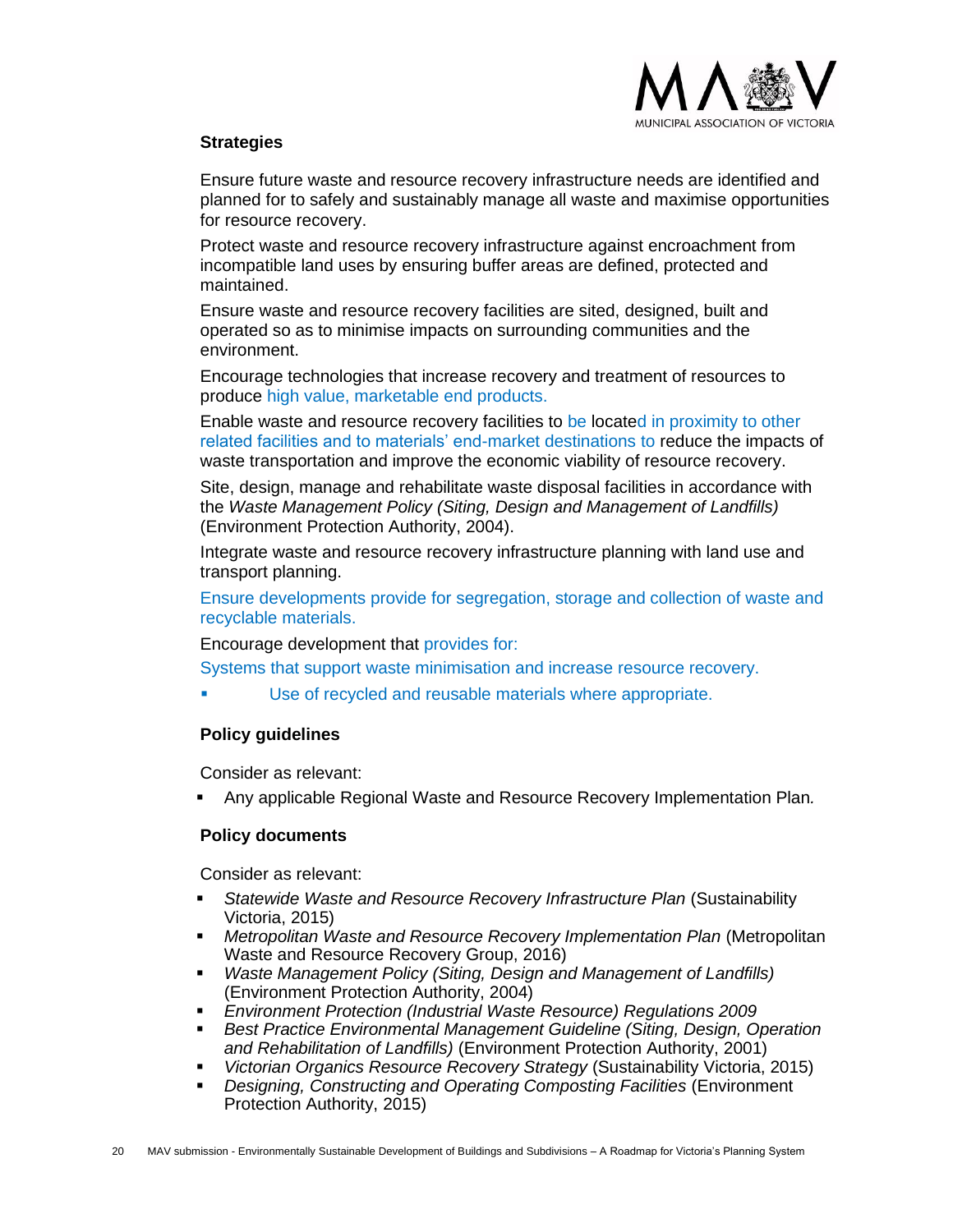### Strategies

Ensure future waste and resource recovery infrastructure needs are identified and planned for to safely and sustainably manage all waste and maximise opportunities for resource recovery.

Protect waste and resource recovery infrastructure against encroachment from incompatible land uses by ensuring buffer areas are defined, protected and maintained.

Ensure waste and resource recovery facilities are sited, designed, built and operated so as to minimise impacts on surrounding communities and the environment.

Encourage technologies that increase recovery and treatment of resources to produce high value, marketable end products.

Enable waste and resource recovery facilities to be located in proximity to other related facilities and to materials' end-market destinations to reduce the impacts of waste transportation and improve the economic viability of resource recovery.

Site, design, manage and rehabilitate waste disposal facilities in accordance with the *Waste Management Policy (Siting, Design and Management of Landfills)* (Environment Protection Authority, 2004).

Integrate waste and resource recovery infrastructure planning with land use and transport planning.

Ensure developments provide for segregation, storage and collection of waste and recyclable materials.

Encourage development that provides for:

Systems that support waste minimisation and increase resource recovery.

- Use of recycled and reusable materials where appropriate.

### Policy guidelines

Consider as relevant:

- Any applicable Regional Waste and Resource Recovery Implementation Plan.

### Policy documents

Consider as relevant:

- *Statewide Waste and Resource Recovery Infrastructure Plan* (Sustainability Victoria, 2015)
- *Metropolitan Waste and Resource Recovery Implementation Plan* (Metropolitan Waste and Resource Recovery Group, 2016)
- *Waste Management Policy (Siting, Design and Management of Landfills)* (Environment Protection Authority, 2004)
- *Environment Protection (Industrial Waste Resource) Regulations 2009*
- *Best Practice Environmental Management Guideline (Siting, Design, Operation and Rehabilitation of Landfills)* (Environment Protection Authority, 2001)
- *Victorian Organics Resource Recovery Strategy* (Sustainability Victoria, 2015)
- *Designing, Constructing and Operating Composting Facilities* (Environment Protection Authority, 2015)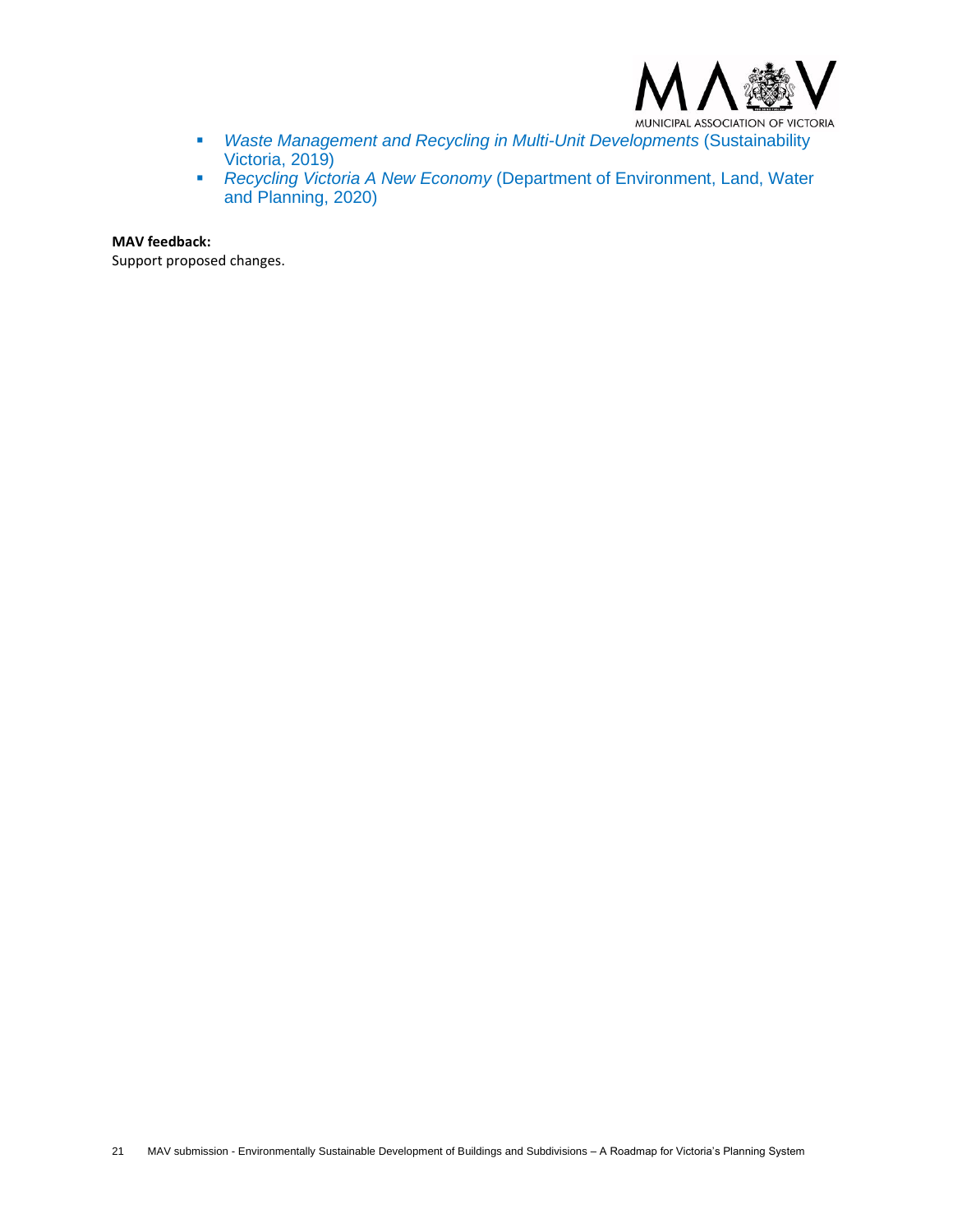- *Waste Management and Recycling in Multi-Unit Developments* (Sustainability Victoria, 2019)
- *Recycling Victoria A New Economy* (Department of Environment, Land, Water and Planning, 2020)

**MAV feedback:**

Support proposed changes.